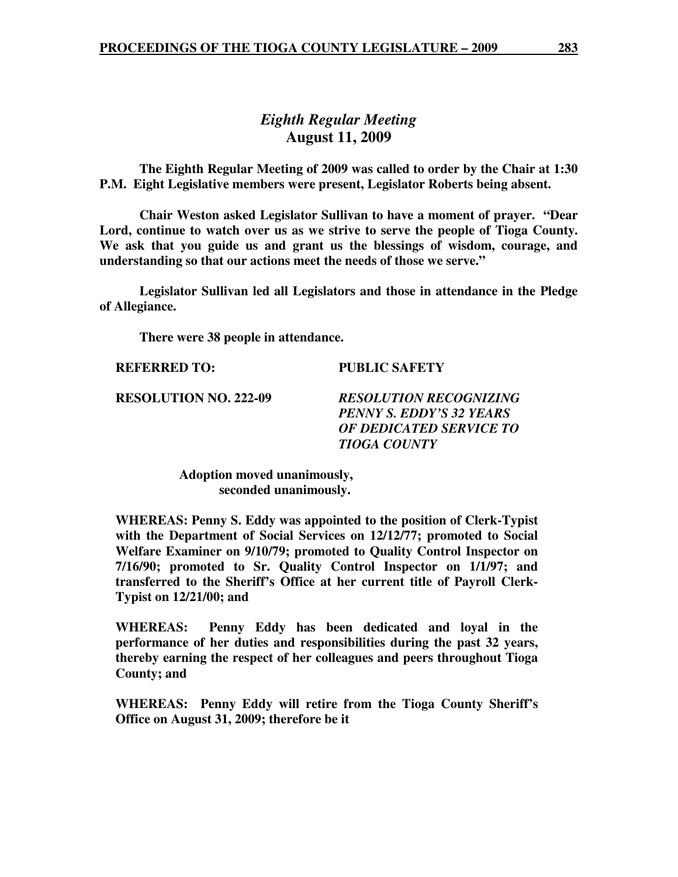## *Eighth Regular Meeting*
## **August 11, 2009**

**The Eighth Regular Meeting of 2009 was called to order by the Chair at 1:30 P.M. Eight Legislative members were present, Legislator Roberts being absent.**

**Chair Weston asked Legislator Sullivan to have a moment of prayer. "Dear Lord, continue to watch over us as we strive to serve the people of Tioga County. We ask that you guide us and grant us the blessings of wisdom, courage, and understanding so that our actions meet the needs of those we serve."**

**Legislator Sullivan led all Legislators and those in attendance in the Pledge of Allegiance.**

**There were 38 people in attendance.**

**REFERRED TO:** **PUBLIC SAFETY**

**RESOLUTION NO. 222-09** ***RESOLUTION RECOGNIZING PENNY S. EDDY'S 32 YEARS OF DEDICATED SERVICE TO TIOGA COUNTY***

**Adoption moved unanimously, seconded unanimously.**

**WHEREAS: Penny S. Eddy was appointed to the position of Clerk-Typist with the Department of Social Services on 12/12/77; promoted to Social Welfare Examiner on 9/10/79; promoted to Quality Control Inspector on 7/16/90; promoted to Sr. Quality Control Inspector on 1/1/97; and transferred to the Sheriff's Office at her current title of Payroll Clerk-Typist on 12/21/00; and**

**WHEREAS: Penny Eddy has been dedicated and loyal in the performance of her duties and responsibilities during the past 32 years, thereby earning the respect of her colleagues and peers throughout Tioga County; and**

**WHEREAS: Penny Eddy will retire from the Tioga County Sheriff's Office on August 31, 2009; therefore be it**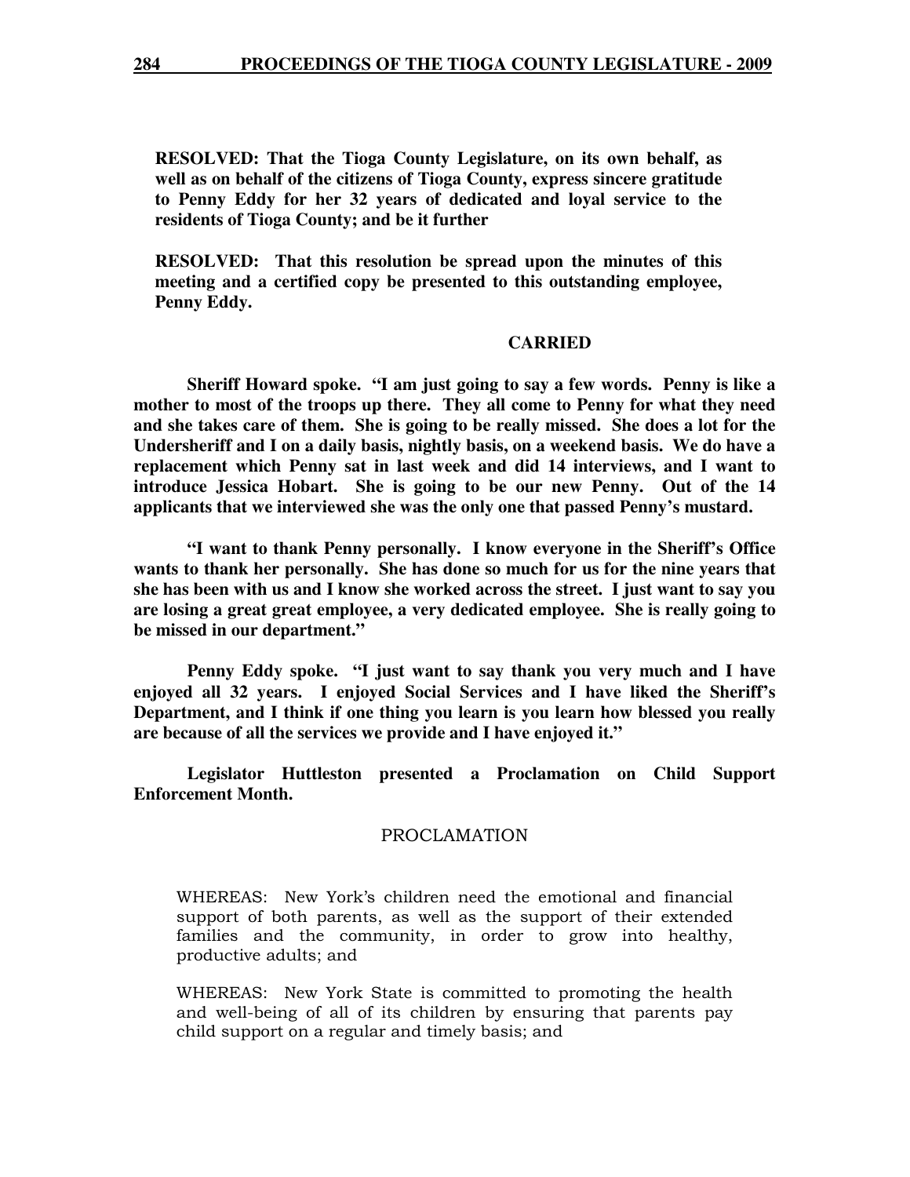**RESOLVED: That the Tioga County Legislature, on its own behalf, as well as on behalf of the citizens of Tioga County, express sincere gratitude to Penny Eddy for her 32 years of dedicated and loyal service to the residents of Tioga County; and be it further**

**RESOLVED: That this resolution be spread upon the minutes of this meeting and a certified copy be presented to this outstanding employee, Penny Eddy.**

**CARRIED**

**Sheriff Howard spoke. "I am just going to say a few words. Penny is like a mother to most of the troops up there. They all come to Penny for what they need and she takes care of them. She is going to be really missed. She does a lot for the Undersheriff and I on a daily basis, nightly basis, on a weekend basis. We do have a replacement which Penny sat in last week and did 14 interviews, and I want to introduce Jessica Hobart. She is going to be our new Penny. Out of the 14 applicants that we interviewed she was the only one that passed Penny's mustard.**

**"I want to thank Penny personally. I know everyone in the Sheriff's Office wants to thank her personally. She has done so much for us for the nine years that she has been with us and I know she worked across the street. I just want to say you are losing a great great employee, a very dedicated employee. She is really going to be missed in our department."**

**Penny Eddy spoke. "I just want to say thank you very much and I have enjoyed all 32 years. I enjoyed Social Services and I have liked the Sheriff's Department, and I think if one thing you learn is you learn how blessed you really are because of all the services we provide and I have enjoyed it."**

**Legislator Huttleston presented a Proclamation on Child Support Enforcement Month.**

PROCLAMATION

WHEREAS: New York's children need the emotional and financial support of both parents, as well as the support of their extended families and the community, in order to grow into healthy, productive adults; and

WHEREAS: New York State is committed to promoting the health and well-being of all of its children by ensuring that parents pay child support on a regular and timely basis; and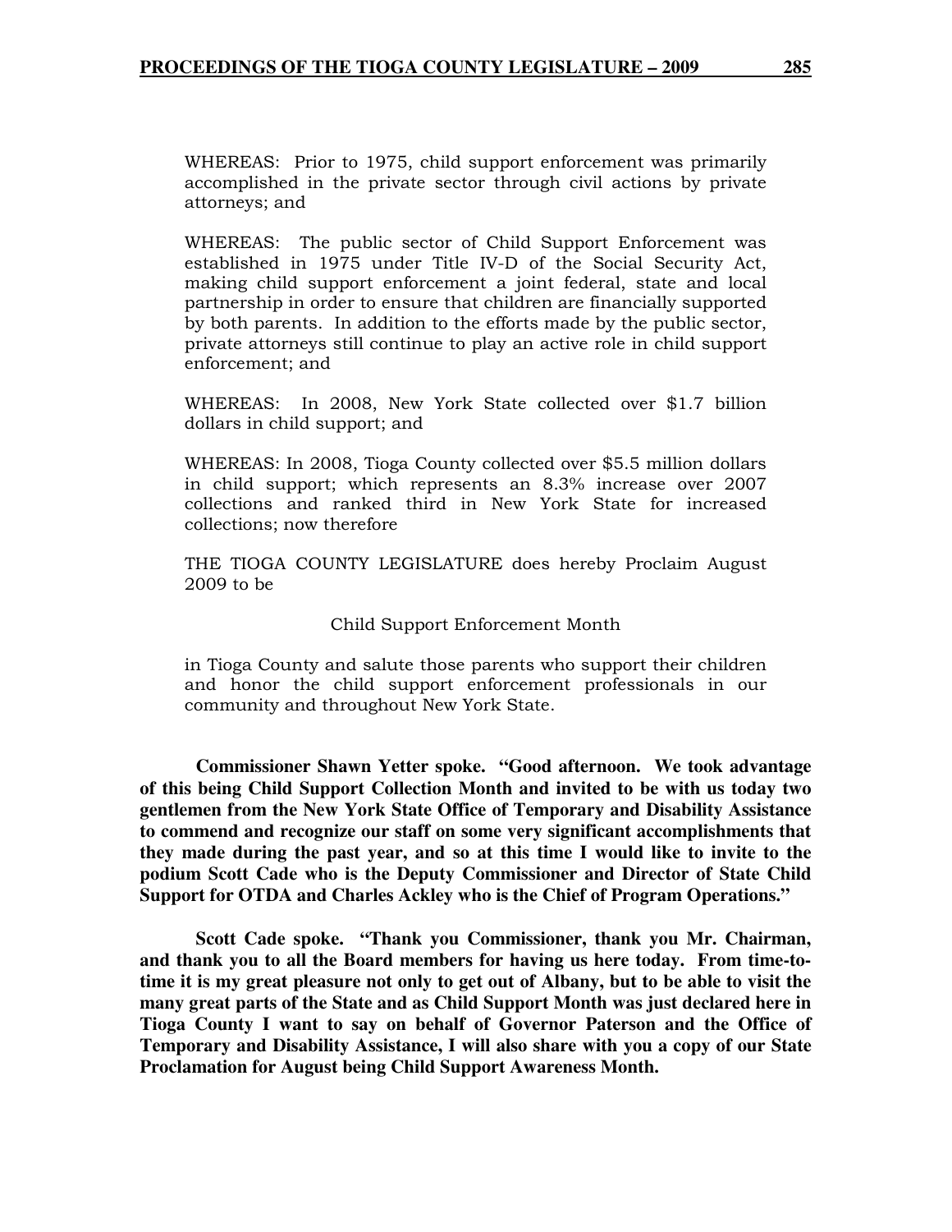WHEREAS: Prior to 1975, child support enforcement was primarily accomplished in the private sector through civil actions by private attorneys; and

WHEREAS: The public sector of Child Support Enforcement was established in 1975 under Title IV-D of the Social Security Act, making child support enforcement a joint federal, state and local partnership in order to ensure that children are financially supported by both parents. In addition to the efforts made by the public sector, private attorneys still continue to play an active role in child support enforcement; and

WHEREAS: In 2008, New York State collected over $1.7 billion dollars in child support; and

WHEREAS: In 2008, Tioga County collected over $5.5 million dollars in child support; which represents an 8.3% increase over 2007 collections and ranked third in New York State for increased collections; now therefore

THE TIOGA COUNTY LEGISLATURE does hereby Proclaim August 2009 to be

Child Support Enforcement Month

in Tioga County and salute those parents who support their children and honor the child support enforcement professionals in our community and throughout New York State.

**Commissioner Shawn Yetter spoke. "Good afternoon. We took advantage of this being Child Support Collection Month and invited to be with us today two gentlemen from the New York State Office of Temporary and Disability Assistance to commend and recognize our staff on some very significant accomplishments that they made during the past year, and so at this time I would like to invite to the podium Scott Cade who is the Deputy Commissioner and Director of State Child Support for OTDA and Charles Ackley who is the Chief of Program Operations."**

**Scott Cade spoke. "Thank you Commissioner, thank you Mr. Chairman, and thank you to all the Board members for having us here today. From time-to-time it is my great pleasure not only to get out of Albany, but to be able to visit the many great parts of the State and as Child Support Month was just declared here in Tioga County I want to say on behalf of Governor Paterson and the Office of Temporary and Disability Assistance, I will also share with you a copy of our State Proclamation for August being Child Support Awareness Month.**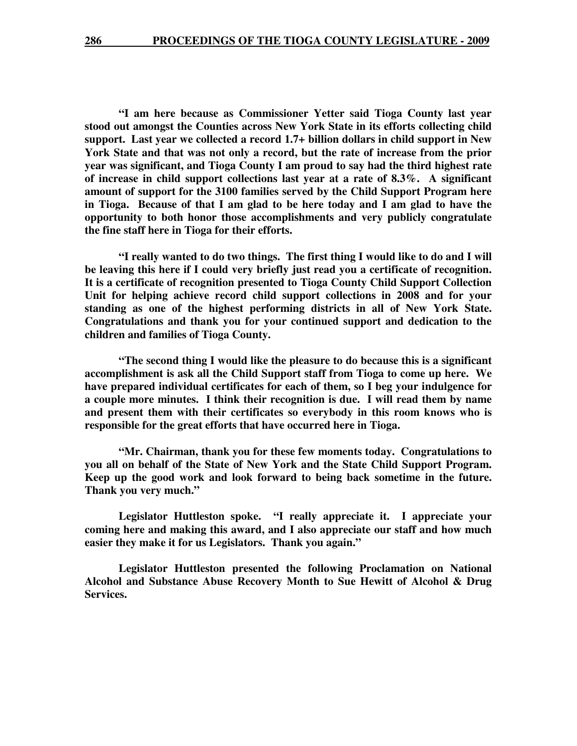**"I am here because as Commissioner Yetter said Tioga County last year stood out amongst the Counties across New York State in its efforts collecting child support. Last year we collected a record 1.7+ billion dollars in child support in New York State and that was not only a record, but the rate of increase from the prior year was significant, and Tioga County I am proud to say had the third highest rate of increase in child support collections last year at a rate of 8.3%. A significant amount of support for the 3100 families served by the Child Support Program here in Tioga. Because of that I am glad to be here today and I am glad to have the opportunity to both honor those accomplishments and very publicly congratulate the fine staff here in Tioga for their efforts.**

**"I really wanted to do two things. The first thing I would like to do and I will be leaving this here if I could very briefly just read you a certificate of recognition. It is a certificate of recognition presented to Tioga County Child Support Collection Unit for helping achieve record child support collections in 2008 and for your standing as one of the highest performing districts in all of New York State. Congratulations and thank you for your continued support and dedication to the children and families of Tioga County.**

**"The second thing I would like the pleasure to do because this is a significant accomplishment is ask all the Child Support staff from Tioga to come up here. We have prepared individual certificates for each of them, so I beg your indulgence for a couple more minutes. I think their recognition is due. I will read them by name and present them with their certificates so everybody in this room knows who is responsible for the great efforts that have occurred here in Tioga.**

**"Mr. Chairman, thank you for these few moments today. Congratulations to you all on behalf of the State of New York and the State Child Support Program. Keep up the good work and look forward to being back sometime in the future. Thank you very much."**

**Legislator Huttleston spoke. "I really appreciate it. I appreciate your coming here and making this award, and I also appreciate our staff and how much easier they make it for us Legislators. Thank you again."**

**Legislator Huttleston presented the following Proclamation on National Alcohol and Substance Abuse Recovery Month to Sue Hewitt of Alcohol & Drug Services.**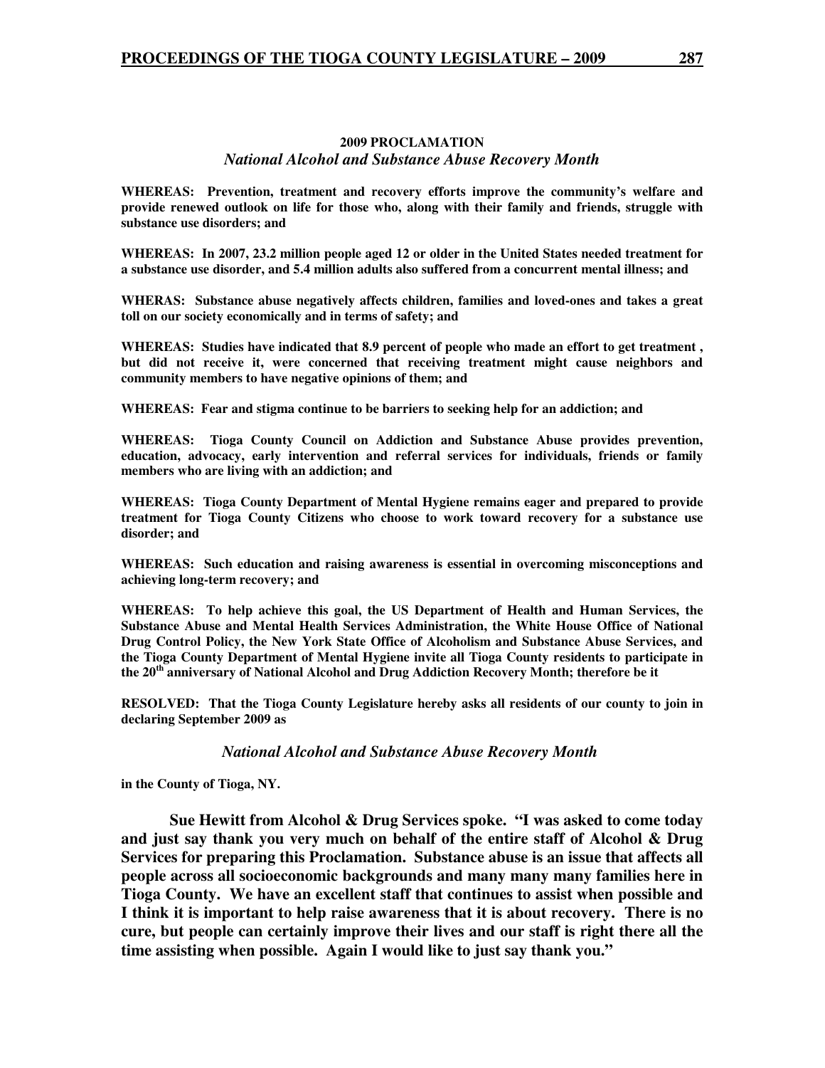**2009 PROCLAMATION**

***National Alcohol and Substance Abuse Recovery Month***

**WHEREAS: Prevention, treatment and recovery efforts improve the community's welfare and provide renewed outlook on life for those who, along with their family and friends, struggle with substance use disorders; and**

**WHEREAS: In 2007, 23.2 million people aged 12 or older in the United States needed treatment for a substance use disorder, and 5.4 million adults also suffered from a concurrent mental illness; and**

**WHERAS: Substance abuse negatively affects children, families and loved-ones and takes a great toll on our society economically and in terms of safety; and**

**WHEREAS: Studies have indicated that 8.9 percent of people who made an effort to get treatment , but did not receive it, were concerned that receiving treatment might cause neighbors and community members to have negative opinions of them; and**

**WHEREAS: Fear and stigma continue to be barriers to seeking help for an addiction; and**

**WHEREAS: Tioga County Council on Addiction and Substance Abuse provides prevention, education, advocacy, early intervention and referral services for individuals, friends or family members who are living with an addiction; and**

**WHEREAS: Tioga County Department of Mental Hygiene remains eager and prepared to provide treatment for Tioga County Citizens who choose to work toward recovery for a substance use disorder; and**

**WHEREAS: Such education and raising awareness is essential in overcoming misconceptions and achieving long-term recovery; and**

**WHEREAS: To help achieve this goal, the US Department of Health and Human Services, the Substance Abuse and Mental Health Services Administration, the White House Office of National Drug Control Policy, the New York State Office of Alcoholism and Substance Abuse Services, and the Tioga County Department of Mental Hygiene invite all Tioga County residents to participate in the 20th anniversary of National Alcohol and Drug Addiction Recovery Month; therefore be it**

**RESOLVED: That the Tioga County Legislature hereby asks all residents of our county to join in declaring September 2009 as**

***National Alcohol and Substance Abuse Recovery Month***

**in the County of Tioga, NY.**

**Sue Hewitt from Alcohol & Drug Services spoke. "I was asked to come today and just say thank you very much on behalf of the entire staff of Alcohol & Drug Services for preparing this Proclamation. Substance abuse is an issue that affects all people across all socioeconomic backgrounds and many many many families here in Tioga County. We have an excellent staff that continues to assist when possible and I think it is important to help raise awareness that it is about recovery. There is no cure, but people can certainly improve their lives and our staff is right there all the time assisting when possible. Again I would like to just say thank you."**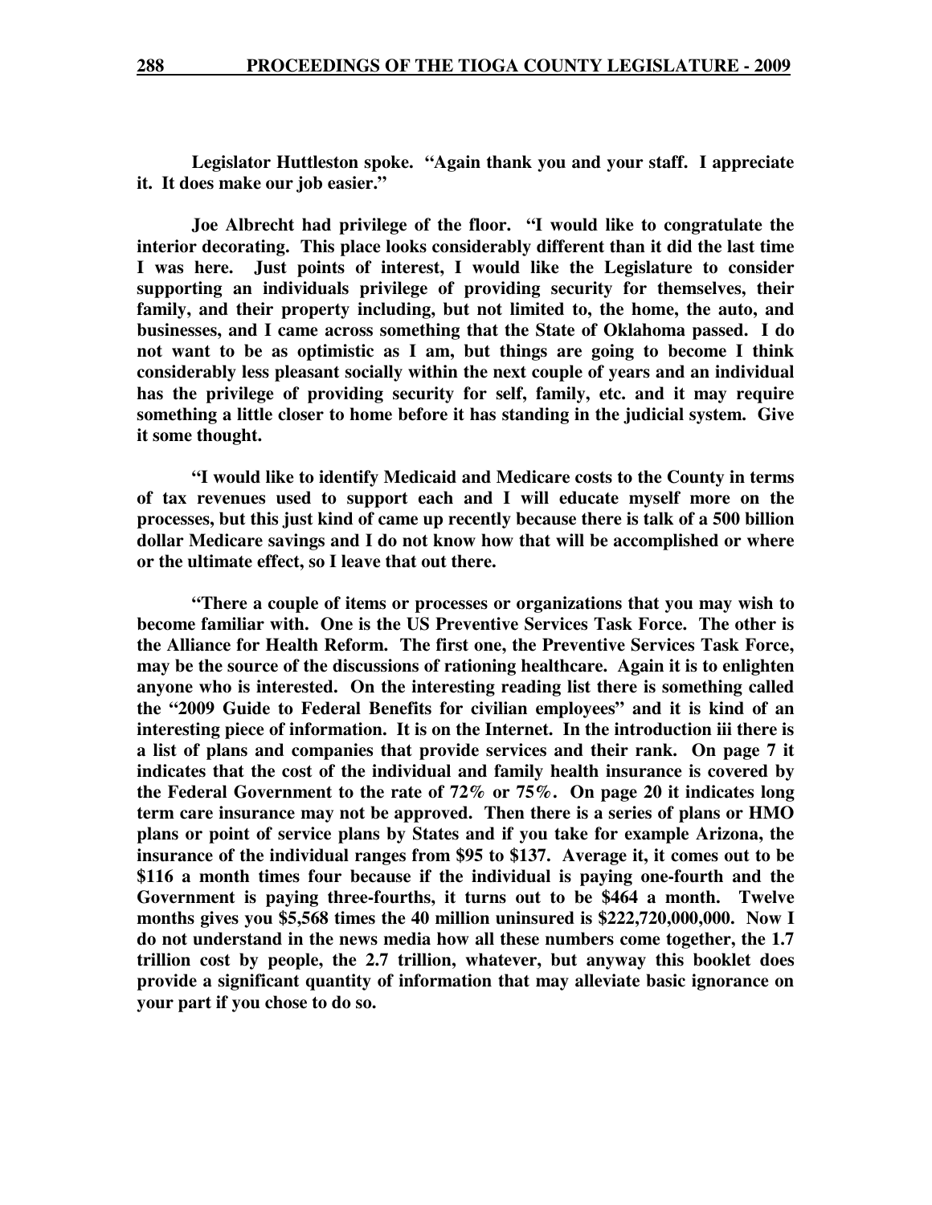**Legislator Huttleston spoke. "Again thank you and your staff. I appreciate it. It does make our job easier."**

**Joe Albrecht had privilege of the floor. "I would like to congratulate the interior decorating. This place looks considerably different than it did the last time I was here. Just points of interest, I would like the Legislature to consider supporting an individuals privilege of providing security for themselves, their family, and their property including, but not limited to, the home, the auto, and businesses, and I came across something that the State of Oklahoma passed. I do not want to be as optimistic as I am, but things are going to become I think considerably less pleasant socially within the next couple of years and an individual has the privilege of providing security for self, family, etc. and it may require something a little closer to home before it has standing in the judicial system. Give it some thought.**

**"I would like to identify Medicaid and Medicare costs to the County in terms of tax revenues used to support each and I will educate myself more on the processes, but this just kind of came up recently because there is talk of a 500 billion dollar Medicare savings and I do not know how that will be accomplished or where or the ultimate effect, so I leave that out there.**

**"There a couple of items or processes or organizations that you may wish to become familiar with. One is the US Preventive Services Task Force. The other is the Alliance for Health Reform. The first one, the Preventive Services Task Force, may be the source of the discussions of rationing healthcare. Again it is to enlighten anyone who is interested. On the interesting reading list there is something called the "2009 Guide to Federal Benefits for civilian employees" and it is kind of an interesting piece of information. It is on the Internet. In the introduction iii there is a list of plans and companies that provide services and their rank. On page 7 it indicates that the cost of the individual and family health insurance is covered by the Federal Government to the rate of 72% or 75%. On page 20 it indicates long term care insurance may not be approved. Then there is a series of plans or HMO plans or point of service plans by States and if you take for example Arizona, the insurance of the individual ranges from $95 to $137. Average it, it comes out to be $116 a month times four because if the individual is paying one-fourth and the Government is paying three-fourths, it turns out to be $464 a month. Twelve months gives you $5,568 times the 40 million uninsured is $222,720,000,000. Now I do not understand in the news media how all these numbers come together, the 1.7 trillion cost by people, the 2.7 trillion, whatever, but anyway this booklet does provide a significant quantity of information that may alleviate basic ignorance on your part if you chose to do so.**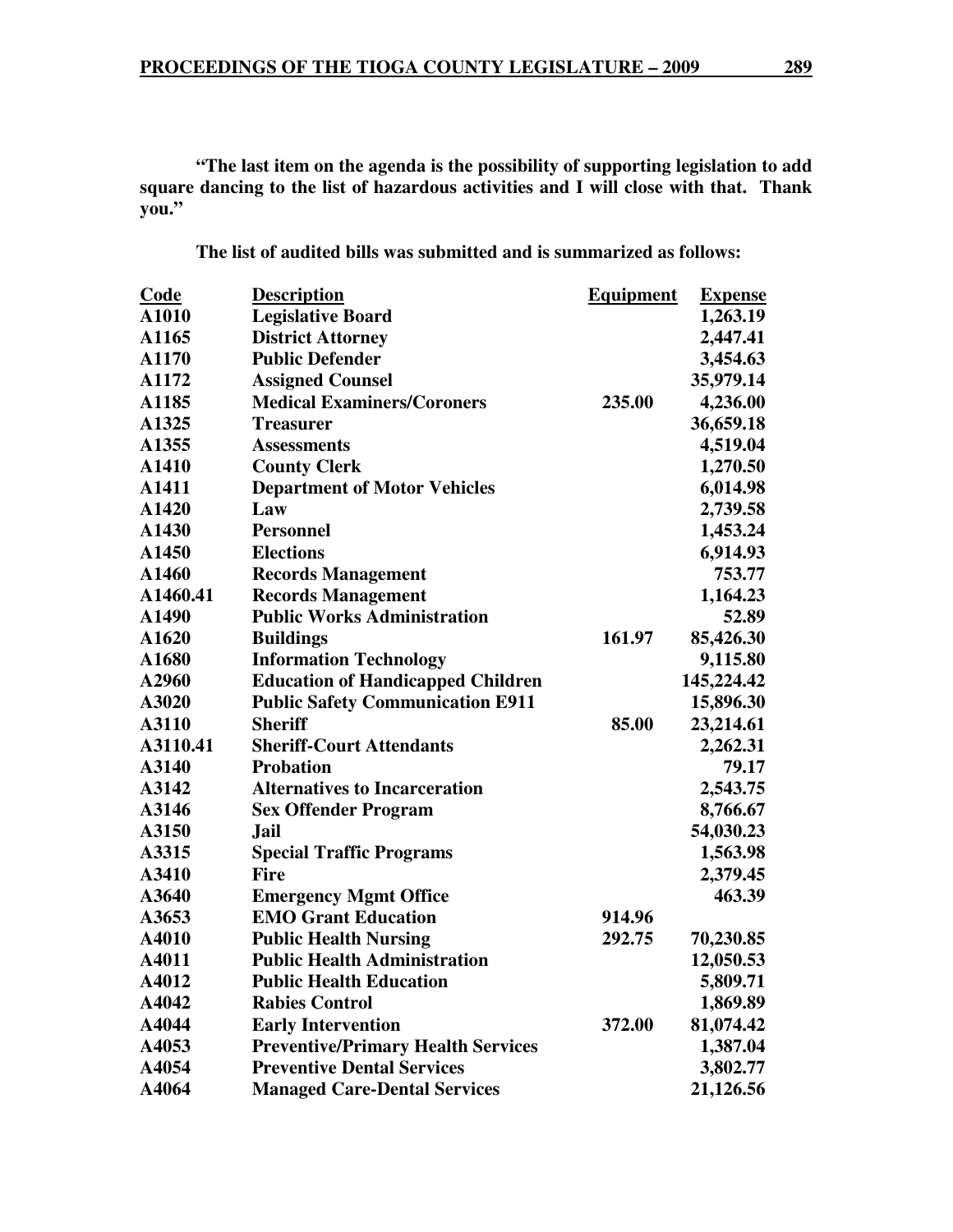**"The last item on the agenda is the possibility of supporting legislation to add square dancing to the list of hazardous activities and I will close with that. Thank you."**

**The list of audited bills was submitted and is summarized as follows:**

| Code | Description | Equipment | Expense |
|---|---|---|---|
| A1010 | Legislative Board | | 1,263.19 |
| A1165 | District Attorney | | 2,447.41 |
| A1170 | Public Defender | | 3,454.63 |
| A1172 | Assigned Counsel | | 35,979.14 |
| A1185 | Medical Examiners/Coroners | 235.00 | 4,236.00 |
| A1325 | Treasurer | | 36,659.18 |
| A1355 | Assessments | | 4,519.04 |
| A1410 | County Clerk | | 1,270.50 |
| A1411 | Department of Motor Vehicles | | 6,014.98 |
| A1420 | Law | | 2,739.58 |
| A1430 | Personnel | | 1,453.24 |
| A1450 | Elections | | 6,914.93 |
| A1460 | Records Management | | 753.77 |
| A1460.41 | Records Management | | 1,164.23 |
| A1490 | Public Works Administration | | 52.89 |
| A1620 | Buildings | 161.97 | 85,426.30 |
| A1680 | Information Technology | | 9,115.80 |
| A2960 | Education of Handicapped Children | | 145,224.42 |
| A3020 | Public Safety Communication E911 | | 15,896.30 |
| A3110 | Sheriff | 85.00 | 23,214.61 |
| A3110.41 | Sheriff-Court Attendants | | 2,262.31 |
| A3140 | Probation | | 79.17 |
| A3142 | Alternatives to Incarceration | | 2,543.75 |
| A3146 | Sex Offender Program | | 8,766.67 |
| A3150 | Jail | | 54,030.23 |
| A3315 | Special Traffic Programs | | 1,563.98 |
| A3410 | Fire | | 2,379.45 |
| A3640 | Emergency Mgmt Office | | 463.39 |
| A3653 | EMO Grant Education | 914.96 | |
| A4010 | Public Health Nursing | 292.75 | 70,230.85 |
| A4011 | Public Health Administration | | 12,050.53 |
| A4012 | Public Health Education | | 5,809.71 |
| A4042 | Rabies Control | | 1,869.89 |
| A4044 | Early Intervention | 372.00 | 81,074.42 |
| A4053 | Preventive/Primary Health Services | | 1,387.04 |
| A4054 | Preventive Dental Services | | 3,802.77 |
| A4064 | Managed Care-Dental Services | | 21,126.56 |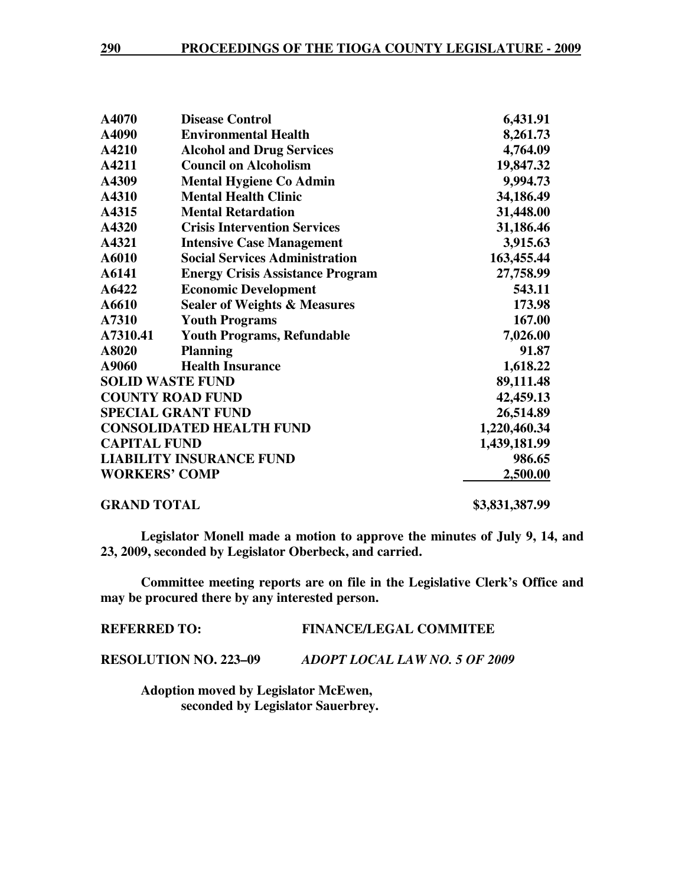| | | |
|---|---|---|
| **A4070** | **Disease Control** | **6,431.91** |
| **A4090** | **Environmental Health** | **8,261.73** |
| **A4210** | **Alcohol and Drug Services** | **4,764.09** |
| **A4211** | **Council on Alcoholism** | **19,847.32** |
| **A4309** | **Mental Hygiene Co Admin** | **9,994.73** |
| **A4310** | **Mental Health Clinic** | **34,186.49** |
| **A4315** | **Mental Retardation** | **31,448.00** |
| **A4320** | **Crisis Intervention Services** | **31,186.46** |
| **A4321** | **Intensive Case Management** | **3,915.63** |
| **A6010** | **Social Services Administration** | **163,455.44** |
| **A6141** | **Energy Crisis Assistance Program** | **27,758.99** |
| **A6422** | **Economic Development** | **543.11** |
| **A6610** | **Sealer of Weights & Measures** | **173.98** |
| **A7310** | **Youth Programs** | **167.00** |
| **A7310.41** | **Youth Programs, Refundable** | **7,026.00** |
| **A8020** | **Planning** | **91.87** |
| **A9060** | **Health Insurance** | **1,618.22** |
| **SOLID WASTE FUND** | | **89,111.48** |
| **COUNTY ROAD FUND** | | **42,459.13** |
| **SPECIAL GRANT FUND** | | **26,514.89** |
| **CONSOLIDATED HEALTH FUND** | | **1,220,460.34** |
| **CAPITAL FUND** | | **1,439,181.99** |
| **LIABILITY INSURANCE FUND** | | **986.65** |
| **WORKERS' COMP** | | **2,500.00** |
| **GRAND TOTAL** | | **$3,831,387.99** |

**Legislator Monell made a motion to approve the minutes of July 9, 14, and 23, 2009, seconded by Legislator Oberbeck, and carried.**

**Committee meeting reports are on file in the Legislative Clerk's Office and may be procured there by any interested person.**

**REFERRED TO: FINANCE/LEGAL COMMITEE**

**RESOLUTION NO. 223–09** ***ADOPT LOCAL LAW NO. 5 OF 2009***

**Adoption moved by Legislator McEwen, seconded by Legislator Sauerbrey.**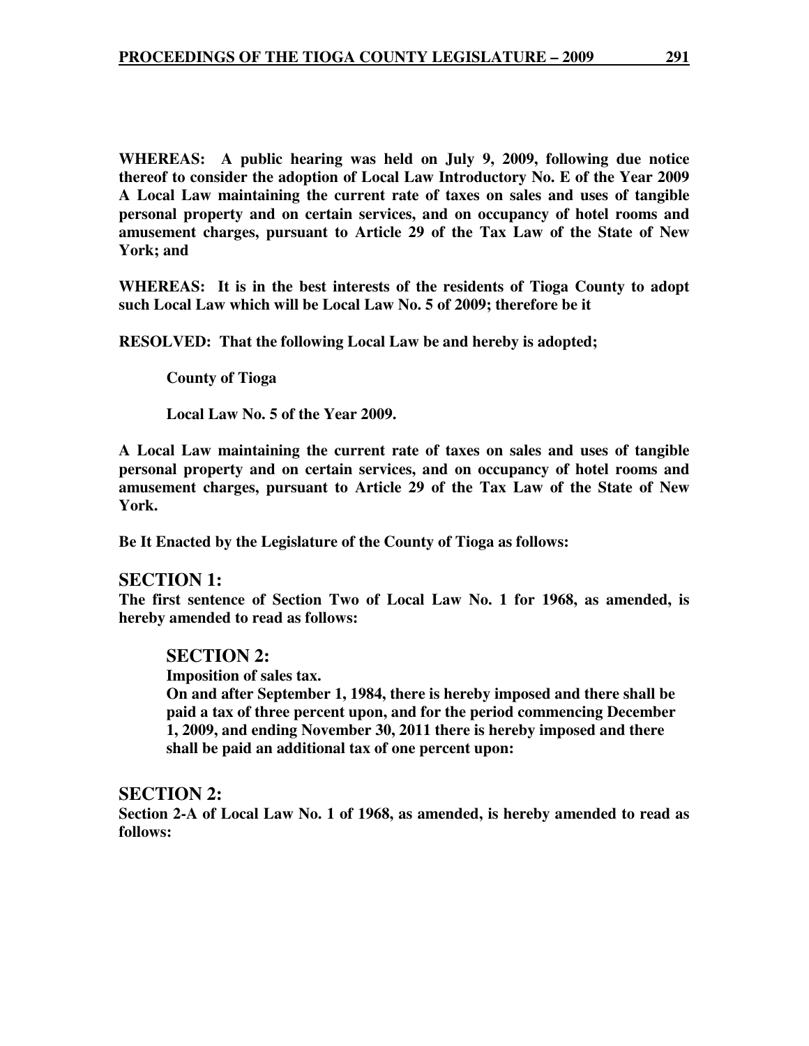**WHEREAS: A public hearing was held on July 9, 2009, following due notice thereof to consider the adoption of Local Law Introductory No. E of the Year 2009 A Local Law maintaining the current rate of taxes on sales and uses of tangible personal property and on certain services, and on occupancy of hotel rooms and amusement charges, pursuant to Article 29 of the Tax Law of the State of New York; and**

**WHEREAS: It is in the best interests of the residents of Tioga County to adopt such Local Law which will be Local Law No. 5 of 2009; therefore be it**

**RESOLVED: That the following Local Law be and hereby is adopted;**

**County of Tioga**

**Local Law No. 5 of the Year 2009.**

**A Local Law maintaining the current rate of taxes on sales and uses of tangible personal property and on certain services, and on occupancy of hotel rooms and amusement charges, pursuant to Article 29 of the Tax Law of the State of New York.**

**Be It Enacted by the Legislature of the County of Tioga as follows:**

## SECTION 1:

**The first sentence of Section Two of Local Law No. 1 for 1968, as amended, is hereby amended to read as follows:**

> ## SECTION 2:
>
> **Imposition of sales tax.**
>
> **On and after September 1, 1984, there is hereby imposed and there shall be paid a tax of three percent upon, and for the period commencing December 1, 2009, and ending November 30, 2011 there is hereby imposed and there shall be paid an additional tax of one percent upon:**

## SECTION 2:

**Section 2-A of Local Law No. 1 of 1968, as amended, is hereby amended to read as follows:**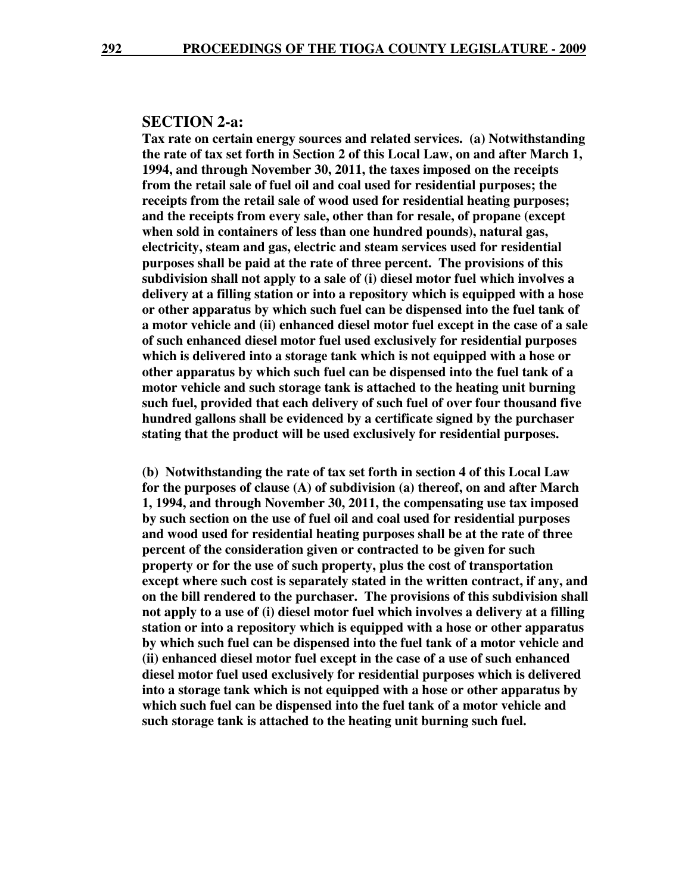## SECTION 2-a:

**Tax rate on certain energy sources and related services. (a) Notwithstanding the rate of tax set forth in Section 2 of this Local Law, on and after March 1, 1994, and through November 30, 2011, the taxes imposed on the receipts from the retail sale of fuel oil and coal used for residential purposes; the receipts from the retail sale of wood used for residential heating purposes; and the receipts from every sale, other than for resale, of propane (except when sold in containers of less than one hundred pounds), natural gas, electricity, steam and gas, electric and steam services used for residential purposes shall be paid at the rate of three percent. The provisions of this subdivision shall not apply to a sale of (i) diesel motor fuel which involves a delivery at a filling station or into a repository which is equipped with a hose or other apparatus by which such fuel can be dispensed into the fuel tank of a motor vehicle and (ii) enhanced diesel motor fuel except in the case of a sale of such enhanced diesel motor fuel used exclusively for residential purposes which is delivered into a storage tank which is not equipped with a hose or other apparatus by which such fuel can be dispensed into the fuel tank of a motor vehicle and such storage tank is attached to the heating unit burning such fuel, provided that each delivery of such fuel of over four thousand five hundred gallons shall be evidenced by a certificate signed by the purchaser stating that the product will be used exclusively for residential purposes.**

**(b) Notwithstanding the rate of tax set forth in section 4 of this Local Law for the purposes of clause (A) of subdivision (a) thereof, on and after March 1, 1994, and through November 30, 2011, the compensating use tax imposed by such section on the use of fuel oil and coal used for residential purposes and wood used for residential heating purposes shall be at the rate of three percent of the consideration given or contracted to be given for such property or for the use of such property, plus the cost of transportation except where such cost is separately stated in the written contract, if any, and on the bill rendered to the purchaser. The provisions of this subdivision shall not apply to a use of (i) diesel motor fuel which involves a delivery at a filling station or into a repository which is equipped with a hose or other apparatus by which such fuel can be dispensed into the fuel tank of a motor vehicle and (ii) enhanced diesel motor fuel except in the case of a use of such enhanced diesel motor fuel used exclusively for residential purposes which is delivered into a storage tank which is not equipped with a hose or other apparatus by which such fuel can be dispensed into the fuel tank of a motor vehicle and such storage tank is attached to the heating unit burning such fuel.**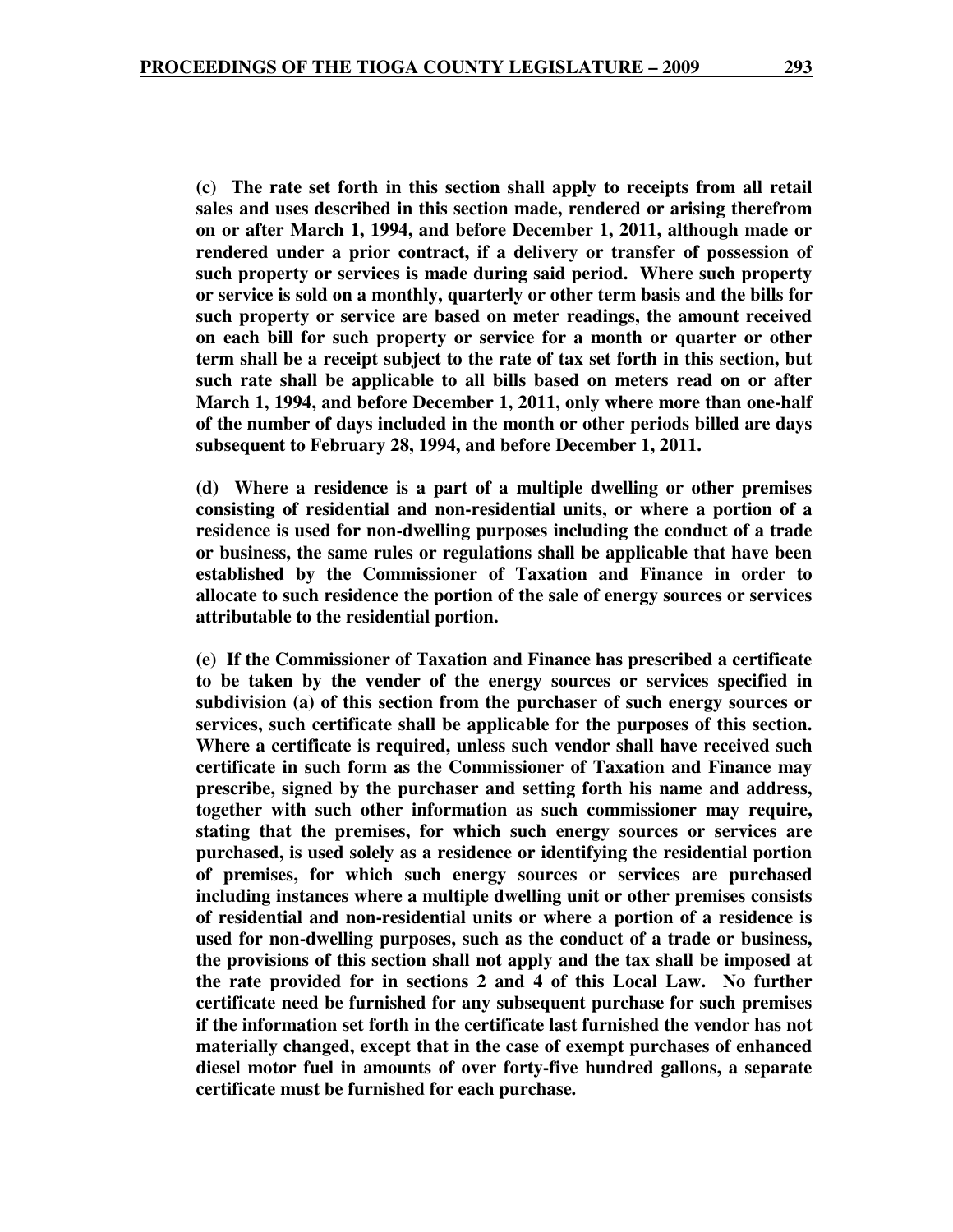**(c) The rate set forth in this section shall apply to receipts from all retail sales and uses described in this section made, rendered or arising therefrom on or after March 1, 1994, and before December 1, 2011, although made or rendered under a prior contract, if a delivery or transfer of possession of such property or services is made during said period. Where such property or service is sold on a monthly, quarterly or other term basis and the bills for such property or service are based on meter readings, the amount received on each bill for such property or service for a month or quarter or other term shall be a receipt subject to the rate of tax set forth in this section, but such rate shall be applicable to all bills based on meters read on or after March 1, 1994, and before December 1, 2011, only where more than one-half of the number of days included in the month or other periods billed are days subsequent to February 28, 1994, and before December 1, 2011.**

**(d) Where a residence is a part of a multiple dwelling or other premises consisting of residential and non-residential units, or where a portion of a residence is used for non-dwelling purposes including the conduct of a trade or business, the same rules or regulations shall be applicable that have been established by the Commissioner of Taxation and Finance in order to allocate to such residence the portion of the sale of energy sources or services attributable to the residential portion.**

**(e) If the Commissioner of Taxation and Finance has prescribed a certificate to be taken by the vender of the energy sources or services specified in subdivision (a) of this section from the purchaser of such energy sources or services, such certificate shall be applicable for the purposes of this section. Where a certificate is required, unless such vendor shall have received such certificate in such form as the Commissioner of Taxation and Finance may prescribe, signed by the purchaser and setting forth his name and address, together with such other information as such commissioner may require, stating that the premises, for which such energy sources or services are purchased, is used solely as a residence or identifying the residential portion of premises, for which such energy sources or services are purchased including instances where a multiple dwelling unit or other premises consists of residential and non-residential units or where a portion of a residence is used for non-dwelling purposes, such as the conduct of a trade or business, the provisions of this section shall not apply and the tax shall be imposed at the rate provided for in sections 2 and 4 of this Local Law. No further certificate need be furnished for any subsequent purchase for such premises if the information set forth in the certificate last furnished the vendor has not materially changed, except that in the case of exempt purchases of enhanced diesel motor fuel in amounts of over forty-five hundred gallons, a separate certificate must be furnished for each purchase.**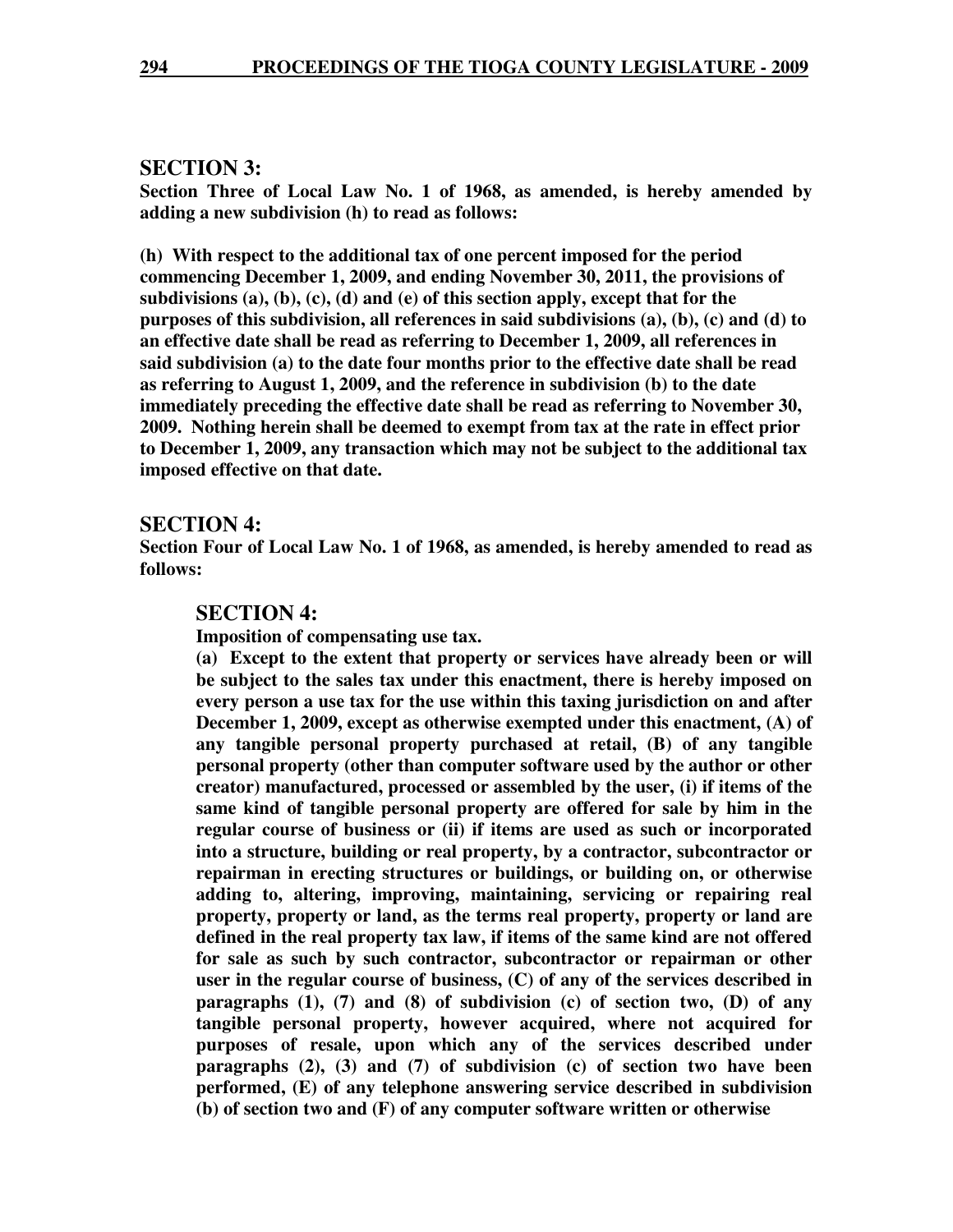## SECTION 3:

**Section Three of Local Law No. 1 of 1968, as amended, is hereby amended by adding a new subdivision (h) to read as follows:**

**(h) With respect to the additional tax of one percent imposed for the period commencing December 1, 2009, and ending November 30, 2011, the provisions of subdivisions (a), (b), (c), (d) and (e) of this section apply, except that for the purposes of this subdivision, all references in said subdivisions (a), (b), (c) and (d) to an effective date shall be read as referring to December 1, 2009, all references in said subdivision (a) to the date four months prior to the effective date shall be read as referring to August 1, 2009, and the reference in subdivision (b) to the date immediately preceding the effective date shall be read as referring to November 30, 2009. Nothing herein shall be deemed to exempt from tax at the rate in effect prior to December 1, 2009, any transaction which may not be subject to the additional tax imposed effective on that date.**

## SECTION 4:

**Section Four of Local Law No. 1 of 1968, as amended, is hereby amended to read as follows:**

### SECTION 4:

**Imposition of compensating use tax.**

**(a) Except to the extent that property or services have already been or will be subject to the sales tax under this enactment, there is hereby imposed on every person a use tax for the use within this taxing jurisdiction on and after December 1, 2009, except as otherwise exempted under this enactment, (A) of any tangible personal property purchased at retail, (B) of any tangible personal property (other than computer software used by the author or other creator) manufactured, processed or assembled by the user, (i) if items of the same kind of tangible personal property are offered for sale by him in the regular course of business or (ii) if items are used as such or incorporated into a structure, building or real property, by a contractor, subcontractor or repairman in erecting structures or buildings, or building on, or otherwise adding to, altering, improving, maintaining, servicing or repairing real property, property or land, as the terms real property, property or land are defined in the real property tax law, if items of the same kind are not offered for sale as such by such contractor, subcontractor or repairman or other user in the regular course of business, (C) of any of the services described in paragraphs (1), (7) and (8) of subdivision (c) of section two, (D) of any tangible personal property, however acquired, where not acquired for purposes of resale, upon which any of the services described under paragraphs (2), (3) and (7) of subdivision (c) of section two have been performed, (E) of any telephone answering service described in subdivision (b) of section two and (F) of any computer software written or otherwise**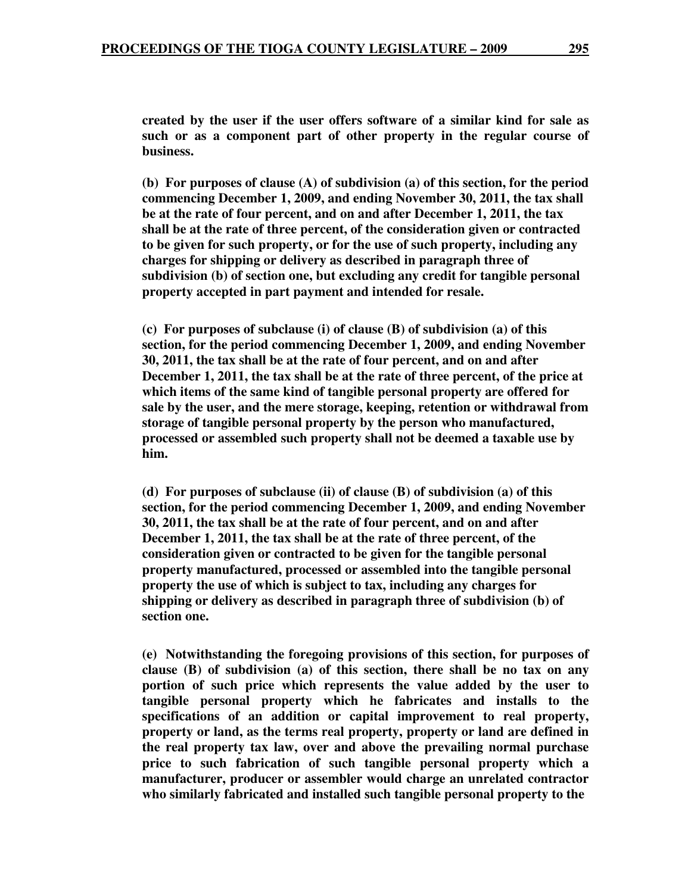**created by the user if the user offers software of a similar kind for sale as such or as a component part of other property in the regular course of business.**

**(b) For purposes of clause (A) of subdivision (a) of this section, for the period commencing December 1, 2009, and ending November 30, 2011, the tax shall be at the rate of four percent, and on and after December 1, 2011, the tax shall be at the rate of three percent, of the consideration given or contracted to be given for such property, or for the use of such property, including any charges for shipping or delivery as described in paragraph three of subdivision (b) of section one, but excluding any credit for tangible personal property accepted in part payment and intended for resale.**

**(c) For purposes of subclause (i) of clause (B) of subdivision (a) of this section, for the period commencing December 1, 2009, and ending November 30, 2011, the tax shall be at the rate of four percent, and on and after December 1, 2011, the tax shall be at the rate of three percent, of the price at which items of the same kind of tangible personal property are offered for sale by the user, and the mere storage, keeping, retention or withdrawal from storage of tangible personal property by the person who manufactured, processed or assembled such property shall not be deemed a taxable use by him.**

**(d) For purposes of subclause (ii) of clause (B) of subdivision (a) of this section, for the period commencing December 1, 2009, and ending November 30, 2011, the tax shall be at the rate of four percent, and on and after December 1, 2011, the tax shall be at the rate of three percent, of the consideration given or contracted to be given for the tangible personal property manufactured, processed or assembled into the tangible personal property the use of which is subject to tax, including any charges for shipping or delivery as described in paragraph three of subdivision (b) of section one.**

**(e) Notwithstanding the foregoing provisions of this section, for purposes of clause (B) of subdivision (a) of this section, there shall be no tax on any portion of such price which represents the value added by the user to tangible personal property which he fabricates and installs to the specifications of an addition or capital improvement to real property, property or land, as the terms real property, property or land are defined in the real property tax law, over and above the prevailing normal purchase price to such fabrication of such tangible personal property which a manufacturer, producer or assembler would charge an unrelated contractor who similarly fabricated and installed such tangible personal property to the**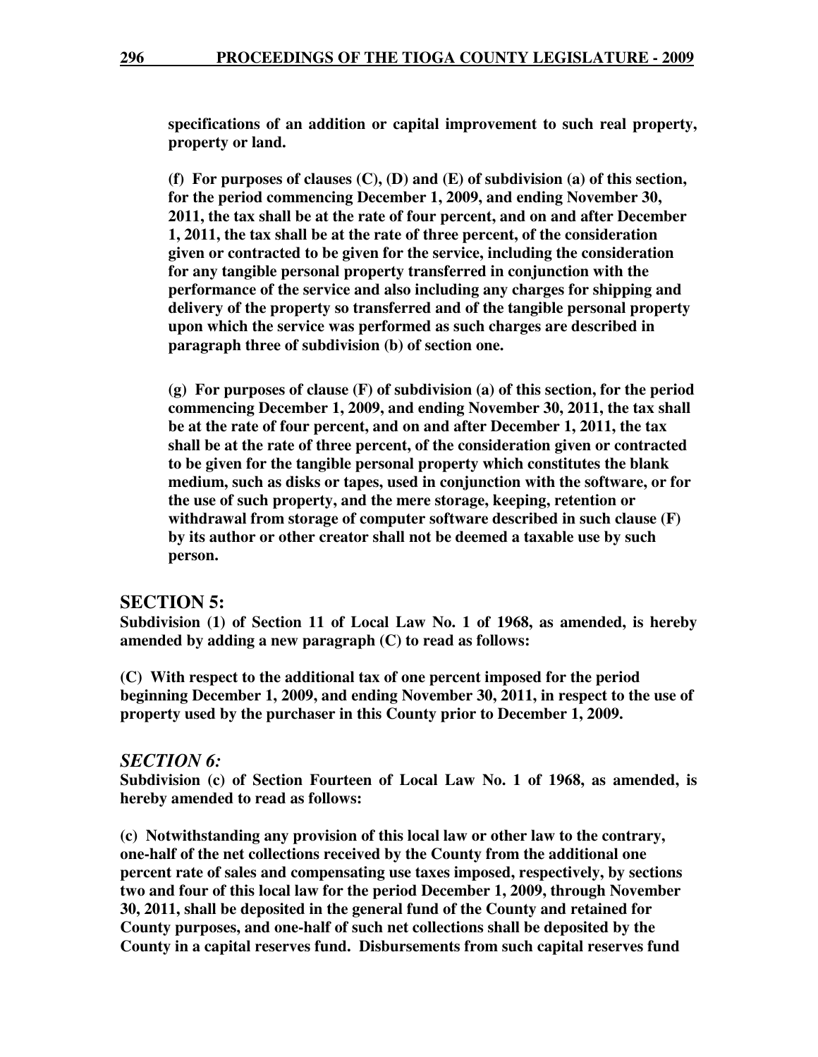**specifications of an addition or capital improvement to such real property, property or land.**

**(f) For purposes of clauses (C), (D) and (E) of subdivision (a) of this section, for the period commencing December 1, 2009, and ending November 30, 2011, the tax shall be at the rate of four percent, and on and after December 1, 2011, the tax shall be at the rate of three percent, of the consideration given or contracted to be given for the service, including the consideration for any tangible personal property transferred in conjunction with the performance of the service and also including any charges for shipping and delivery of the property so transferred and of the tangible personal property upon which the service was performed as such charges are described in paragraph three of subdivision (b) of section one.**

**(g) For purposes of clause (F) of subdivision (a) of this section, for the period commencing December 1, 2009, and ending November 30, 2011, the tax shall be at the rate of four percent, and on and after December 1, 2011, the tax shall be at the rate of three percent, of the consideration given or contracted to be given for the tangible personal property which constitutes the blank medium, such as disks or tapes, used in conjunction with the software, or for the use of such property, and the mere storage, keeping, retention or withdrawal from storage of computer software described in such clause (F) by its author or other creator shall not be deemed a taxable use by such person.**

## SECTION 5:

**Subdivision (1) of Section 11 of Local Law No. 1 of 1968, as amended, is hereby amended by adding a new paragraph (C) to read as follows:**

**(C) With respect to the additional tax of one percent imposed for the period beginning December 1, 2009, and ending November 30, 2011, in respect to the use of property used by the purchaser in this County prior to December 1, 2009.**

## *SECTION 6:*

**Subdivision (c) of Section Fourteen of Local Law No. 1 of 1968, as amended, is hereby amended to read as follows:**

**(c) Notwithstanding any provision of this local law or other law to the contrary, one-half of the net collections received by the County from the additional one percent rate of sales and compensating use taxes imposed, respectively, by sections two and four of this local law for the period December 1, 2009, through November 30, 2011, shall be deposited in the general fund of the County and retained for County purposes, and one-half of such net collections shall be deposited by the County in a capital reserves fund. Disbursements from such capital reserves fund**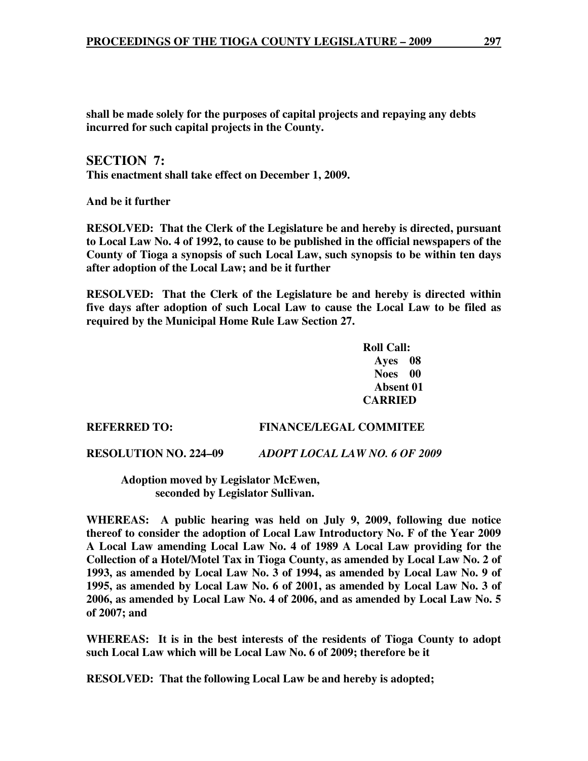**shall be made solely for the purposes of capital projects and repaying any debts incurred for such capital projects in the County.**

## SECTION 7:

**This enactment shall take effect on December 1, 2009.**

**And be it further**

**RESOLVED: That the Clerk of the Legislature be and hereby is directed, pursuant to Local Law No. 4 of 1992, to cause to be published in the official newspapers of the County of Tioga a synopsis of such Local Law, such synopsis to be within ten days after adoption of the Local Law; and be it further**

**RESOLVED: That the Clerk of the Legislature be and hereby is directed within five days after adoption of such Local Law to cause the Local Law to be filed as required by the Municipal Home Rule Law Section 27.**

**Roll Call:**
**Ayes 08**
**Noes 00**
**Absent 01**
**CARRIED**

**REFERRED TO: FINANCE/LEGAL COMMITEE**

**RESOLUTION NO. 224–09** ***ADOPT LOCAL LAW NO. 6 OF 2009***

**Adoption moved by Legislator McEwen, seconded by Legislator Sullivan.**

**WHEREAS: A public hearing was held on July 9, 2009, following due notice thereof to consider the adoption of Local Law Introductory No. F of the Year 2009 A Local Law amending Local Law No. 4 of 1989 A Local Law providing for the Collection of a Hotel/Motel Tax in Tioga County, as amended by Local Law No. 2 of 1993, as amended by Local Law No. 3 of 1994, as amended by Local Law No. 9 of 1995, as amended by Local Law No. 6 of 2001, as amended by Local Law No. 3 of 2006, as amended by Local Law No. 4 of 2006, and as amended by Local Law No. 5 of 2007; and**

**WHEREAS: It is in the best interests of the residents of Tioga County to adopt such Local Law which will be Local Law No. 6 of 2009; therefore be it**

**RESOLVED: That the following Local Law be and hereby is adopted;**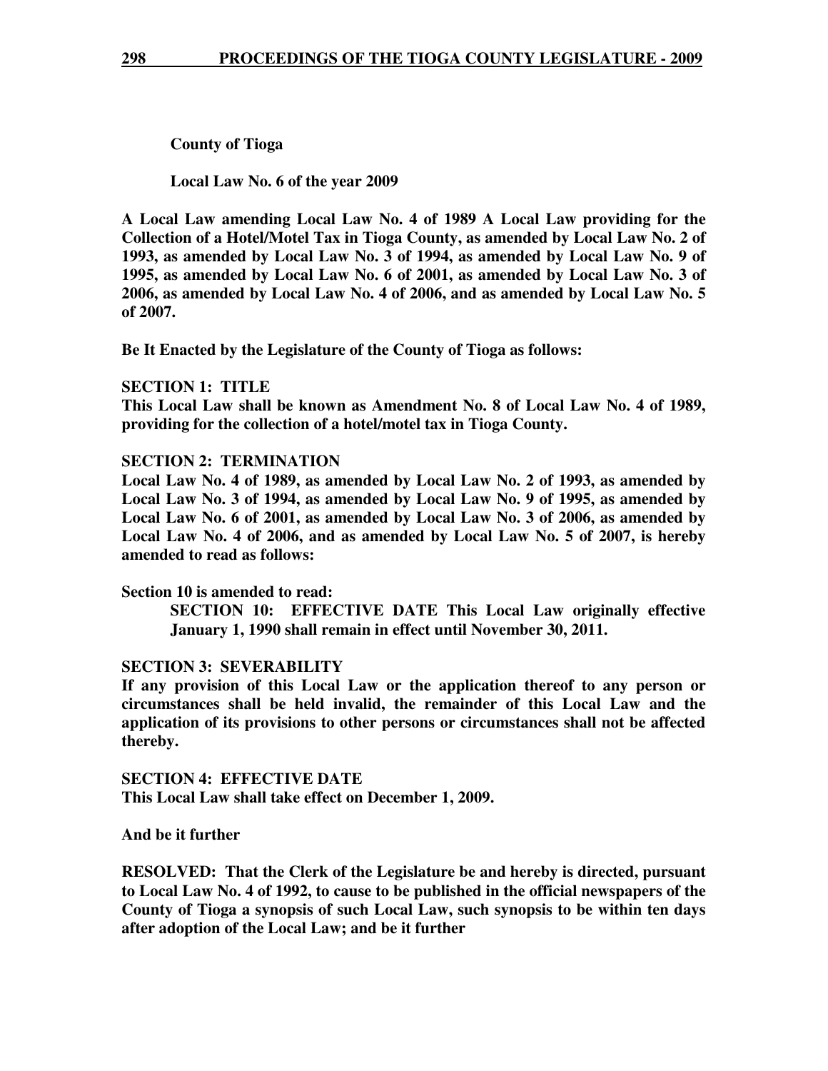**County of Tioga**

**Local Law No. 6 of the year 2009**

**A Local Law amending Local Law No. 4 of 1989 A Local Law providing for the Collection of a Hotel/Motel Tax in Tioga County, as amended by Local Law No. 2 of 1993, as amended by Local Law No. 3 of 1994, as amended by Local Law No. 9 of 1995, as amended by Local Law No. 6 of 2001, as amended by Local Law No. 3 of 2006, as amended by Local Law No. 4 of 2006, and as amended by Local Law No. 5 of 2007.**

**Be It Enacted by the Legislature of the County of Tioga as follows:**

**SECTION 1: TITLE**
**This Local Law shall be known as Amendment No. 8 of Local Law No. 4 of 1989, providing for the collection of a hotel/motel tax in Tioga County.**

**SECTION 2: TERMINATION**
**Local Law No. 4 of 1989, as amended by Local Law No. 2 of 1993, as amended by Local Law No. 3 of 1994, as amended by Local Law No. 9 of 1995, as amended by Local Law No. 6 of 2001, as amended by Local Law No. 3 of 2006, as amended by Local Law No. 4 of 2006, and as amended by Local Law No. 5 of 2007, is hereby amended to read as follows:**

**Section 10 is amended to read:**

> **SECTION 10: EFFECTIVE DATE This Local Law originally effective January 1, 1990 shall remain in effect until November 30, 2011.**

**SECTION 3: SEVERABILITY**
**If any provision of this Local Law or the application thereof to any person or circumstances shall be held invalid, the remainder of this Local Law and the application of its provisions to other persons or circumstances shall not be affected thereby.**

**SECTION 4: EFFECTIVE DATE**
**This Local Law shall take effect on December 1, 2009.**

**And be it further**

**RESOLVED: That the Clerk of the Legislature be and hereby is directed, pursuant to Local Law No. 4 of 1992, to cause to be published in the official newspapers of the County of Tioga a synopsis of such Local Law, such synopsis to be within ten days after adoption of the Local Law; and be it further**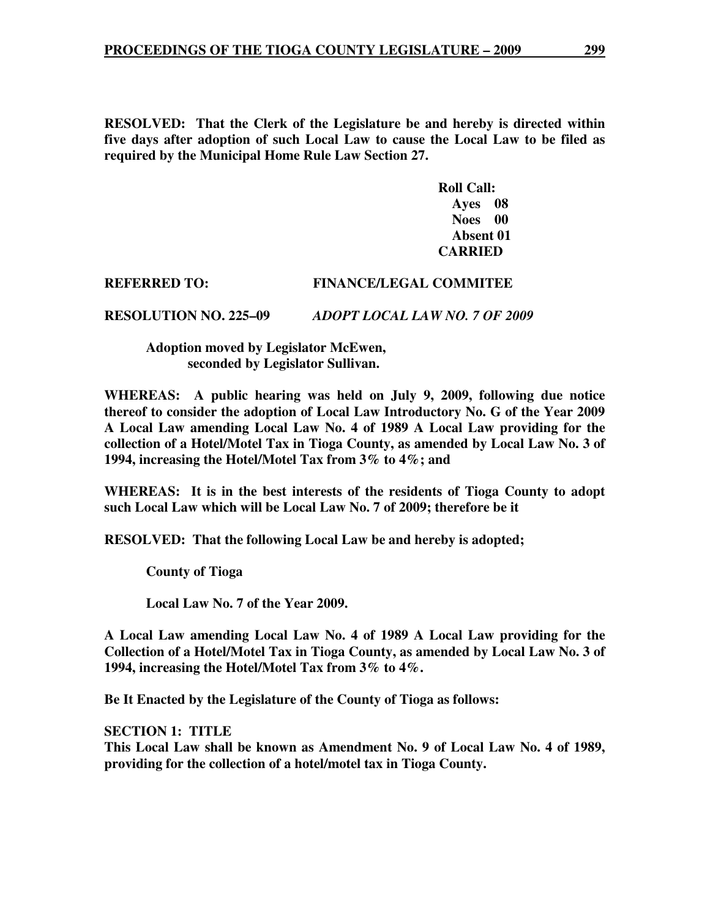**RESOLVED: That the Clerk of the Legislature be and hereby is directed within five days after adoption of such Local Law to cause the Local Law to be filed as required by the Municipal Home Rule Law Section 27.**

**Roll Call:**
**Ayes 08**
**Noes 00**
**Absent 01**
**CARRIED**

**REFERRED TO: FINANCE/LEGAL COMMITEE**

**RESOLUTION NO. 225–09** ***ADOPT LOCAL LAW NO. 7 OF 2009***

**Adoption moved by Legislator McEwen, seconded by Legislator Sullivan.**

**WHEREAS: A public hearing was held on July 9, 2009, following due notice thereof to consider the adoption of Local Law Introductory No. G of the Year 2009 A Local Law amending Local Law No. 4 of 1989 A Local Law providing for the collection of a Hotel/Motel Tax in Tioga County, as amended by Local Law No. 3 of 1994, increasing the Hotel/Motel Tax from 3% to 4%; and**

**WHEREAS: It is in the best interests of the residents of Tioga County to adopt such Local Law which will be Local Law No. 7 of 2009; therefore be it**

**RESOLVED: That the following Local Law be and hereby is adopted;**

**County of Tioga**

**Local Law No. 7 of the Year 2009.**

**A Local Law amending Local Law No. 4 of 1989 A Local Law providing for the Collection of a Hotel/Motel Tax in Tioga County, as amended by Local Law No. 3 of 1994, increasing the Hotel/Motel Tax from 3% to 4%.**

**Be It Enacted by the Legislature of the County of Tioga as follows:**

**SECTION 1: TITLE**
**This Local Law shall be known as Amendment No. 9 of Local Law No. 4 of 1989, providing for the collection of a hotel/motel tax in Tioga County.**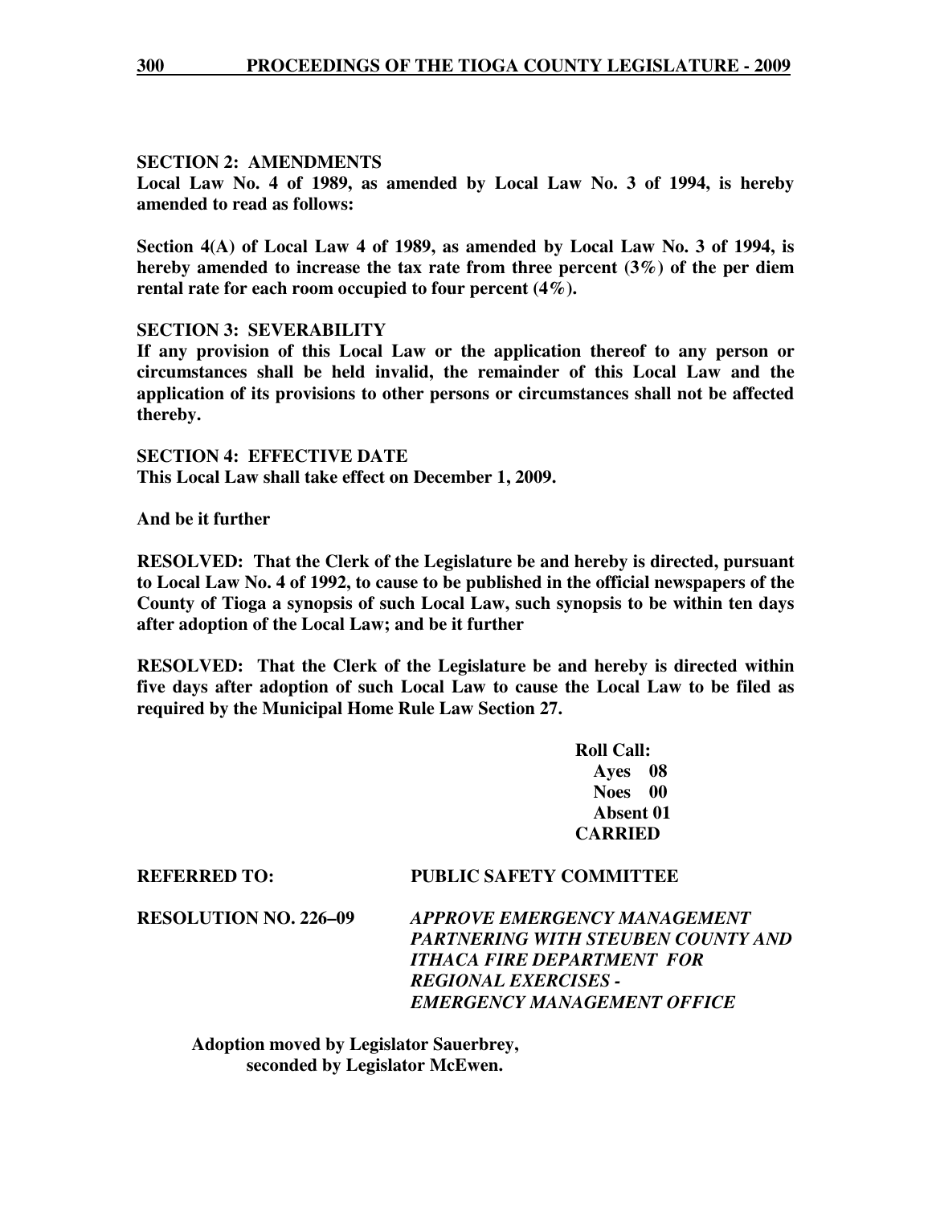**SECTION 2: AMENDMENTS**
**Local Law No. 4 of 1989, as amended by Local Law No. 3 of 1994, is hereby amended to read as follows:**

**Section 4(A) of Local Law 4 of 1989, as amended by Local Law No. 3 of 1994, is hereby amended to increase the tax rate from three percent (3%) of the per diem rental rate for each room occupied to four percent (4%).**

**SECTION 3: SEVERABILITY**
**If any provision of this Local Law or the application thereof to any person or circumstances shall be held invalid, the remainder of this Local Law and the application of its provisions to other persons or circumstances shall not be affected thereby.**

**SECTION 4: EFFECTIVE DATE**
**This Local Law shall take effect on December 1, 2009.**

**And be it further**

**RESOLVED: That the Clerk of the Legislature be and hereby is directed, pursuant to Local Law No. 4 of 1992, to cause to be published in the official newspapers of the County of Tioga a synopsis of such Local Law, such synopsis to be within ten days after adoption of the Local Law; and be it further**

**RESOLVED: That the Clerk of the Legislature be and hereby is directed within five days after adoption of such Local Law to cause the Local Law to be filed as required by the Municipal Home Rule Law Section 27.**

**Roll Call:**
**Ayes 08**
**Noes 00**
**Absent 01**
**CARRIED**

**REFERRED TO:** **PUBLIC SAFETY COMMITTEE**

**RESOLUTION NO. 226–09** ***APPROVE EMERGENCY MANAGEMENT PARTNERING WITH STEUBEN COUNTY AND ITHACA FIRE DEPARTMENT FOR REGIONAL EXERCISES - EMERGENCY MANAGEMENT OFFICE***

**Adoption moved by Legislator Sauerbrey, seconded by Legislator McEwen.**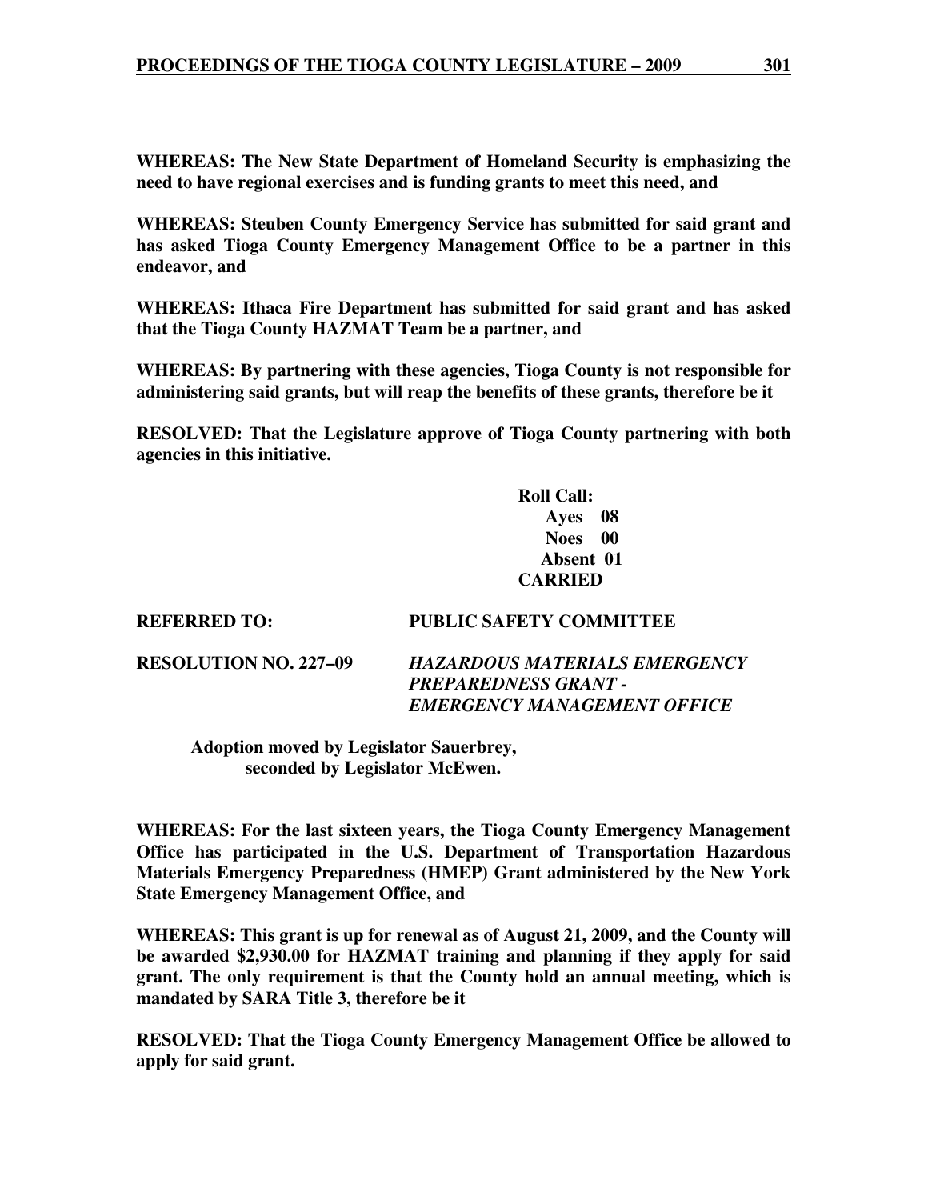**WHEREAS: The New State Department of Homeland Security is emphasizing the need to have regional exercises and is funding grants to meet this need, and**

**WHEREAS: Steuben County Emergency Service has submitted for said grant and has asked Tioga County Emergency Management Office to be a partner in this endeavor, and**

**WHEREAS: Ithaca Fire Department has submitted for said grant and has asked that the Tioga County HAZMAT Team be a partner, and**

**WHEREAS: By partnering with these agencies, Tioga County is not responsible for administering said grants, but will reap the benefits of these grants, therefore be it**

**RESOLVED: That the Legislature approve of Tioga County partnering with both agencies in this initiative.**

**Roll Call:**
**Ayes 08**
**Noes 00**
**Absent 01**
**CARRIED**

**REFERRED TO: PUBLIC SAFETY COMMITTEE**

**RESOLUTION NO. 227–09** ***HAZARDOUS MATERIALS EMERGENCY PREPAREDNESS GRANT - EMERGENCY MANAGEMENT OFFICE***

**Adoption moved by Legislator Sauerbrey, seconded by Legislator McEwen.**

**WHEREAS: For the last sixteen years, the Tioga County Emergency Management Office has participated in the U.S. Department of Transportation Hazardous Materials Emergency Preparedness (HMEP) Grant administered by the New York State Emergency Management Office, and**

**WHEREAS: This grant is up for renewal as of August 21, 2009, and the County will be awarded $2,930.00 for HAZMAT training and planning if they apply for said grant. The only requirement is that the County hold an annual meeting, which is mandated by SARA Title 3, therefore be it**

**RESOLVED: That the Tioga County Emergency Management Office be allowed to apply for said grant.**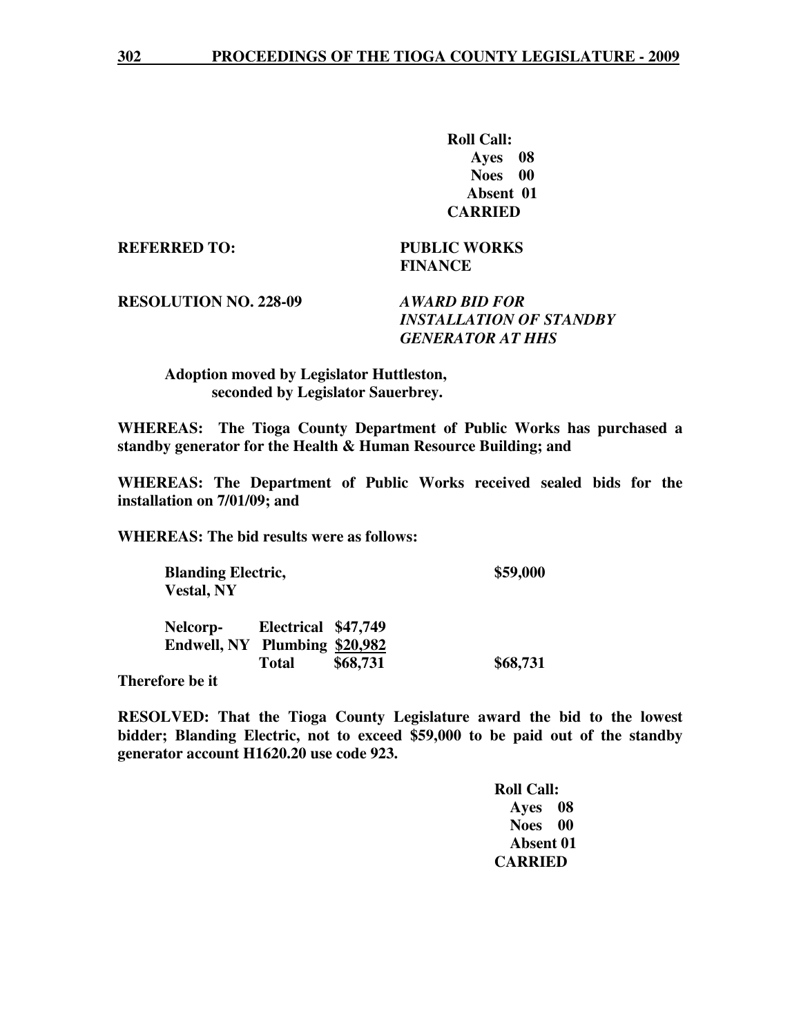**Roll Call:**
**Ayes 08**
**Noes 00**
**Absent 01**
**CARRIED**

**REFERRED TO:** **PUBLIC WORKS**
**FINANCE**

**RESOLUTION NO. 228-09** ***AWARD BID FOR INSTALLATION OF STANDBY GENERATOR AT HHS***

**Adoption moved by Legislator Huttleston, seconded by Legislator Sauerbrey.**

**WHEREAS: The Tioga County Department of Public Works has purchased a standby generator for the Health & Human Resource Building; and**

**WHEREAS: The Department of Public Works received sealed bids for the installation on 7/01/09; and**

**WHEREAS: The bid results were as follows:**

| | | | |
|---|---|---|---|
| **Blanding Electric, Vestal, NY** | | | **\$59,000** |
| **Nelcorp-** | **Electrical** | **\$47,749** | |
| **Endwell, NY** | **Plumbing** | **\$20,982** | |
| | **Total** | **\$68,731** | **\$68,731** |

**Therefore be it**

**RESOLVED: That the Tioga County Legislature award the bid to the lowest bidder; Blanding Electric, not to exceed \$59,000 to be paid out of the standby generator account H1620.20 use code 923.**

**Roll Call:**
**Ayes 08**
**Noes 00**
**Absent 01**
**CARRIED**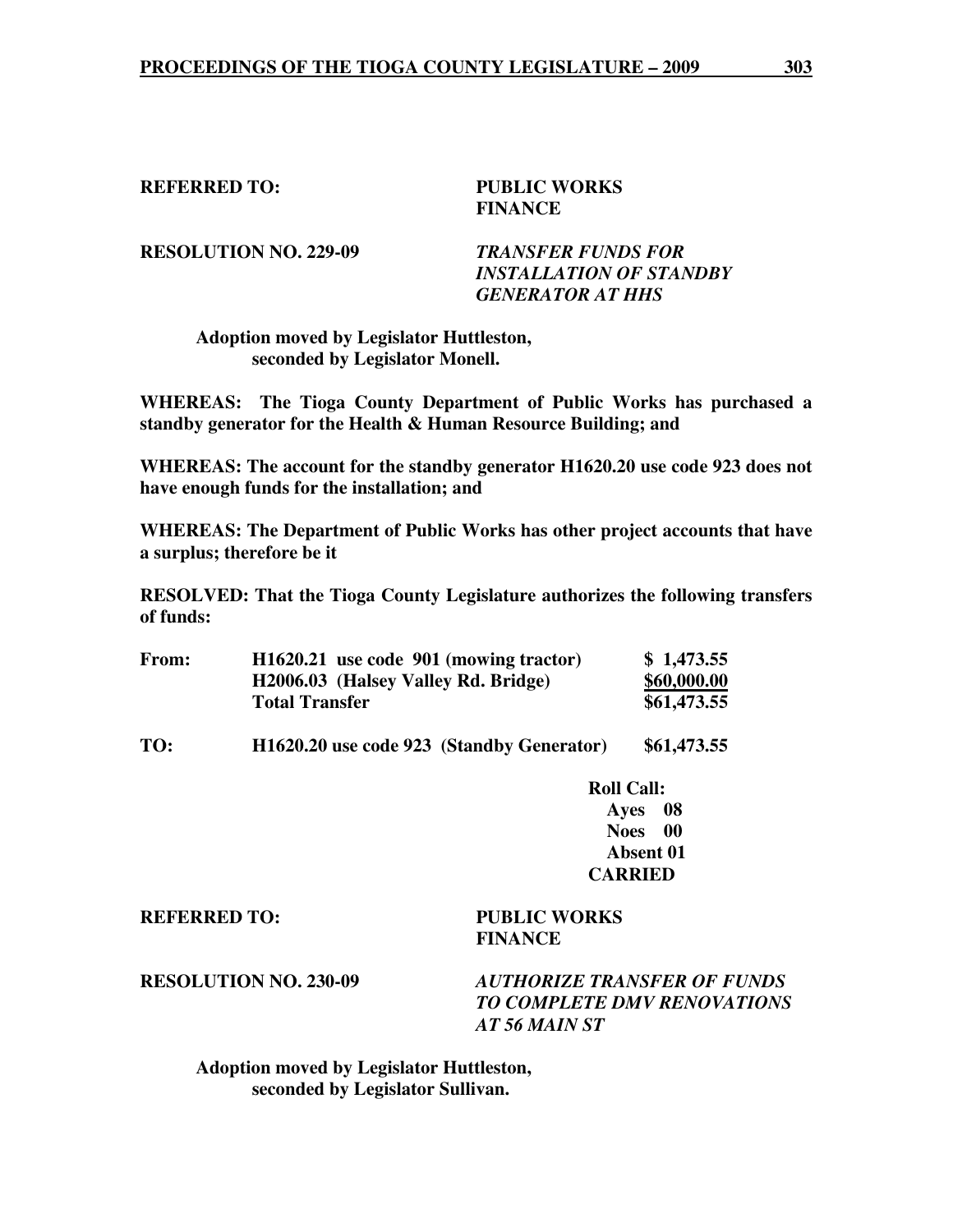**REFERRED TO:** **PUBLIC WORKS**
**FINANCE**

**RESOLUTION NO. 229-09** ***TRANSFER FUNDS FOR INSTALLATION OF STANDBY GENERATOR AT HHS***

**Adoption moved by Legislator Huttleston, seconded by Legislator Monell.**

**WHEREAS: The Tioga County Department of Public Works has purchased a standby generator for the Health & Human Resource Building; and**

**WHEREAS: The account for the standby generator H1620.20 use code 923 does not have enough funds for the installation; and**

**WHEREAS: The Department of Public Works has other project accounts that have a surplus; therefore be it**

**RESOLVED: That the Tioga County Legislature authorizes the following transfers of funds:**

| | | |
|---|---|---|
| **From:** | **H1620.21 use code 901 (mowing tractor)** | **$ 1,473.55** |
| | **H2006.03 (Halsey Valley Rd. Bridge)** | **$60,000.00** |
| | **Total Transfer** | **$61,473.55** |
| **TO:** | **H1620.20 use code 923 (Standby Generator)** | **$61,473.55** |

**Roll Call:**
**Ayes 08**
**Noes 00**
**Absent 01**
**CARRIED**

**REFERRED TO:** **PUBLIC WORKS**
**FINANCE**

**RESOLUTION NO. 230-09** ***AUTHORIZE TRANSFER OF FUNDS TO COMPLETE DMV RENOVATIONS AT 56 MAIN ST***

**Adoption moved by Legislator Huttleston, seconded by Legislator Sullivan.**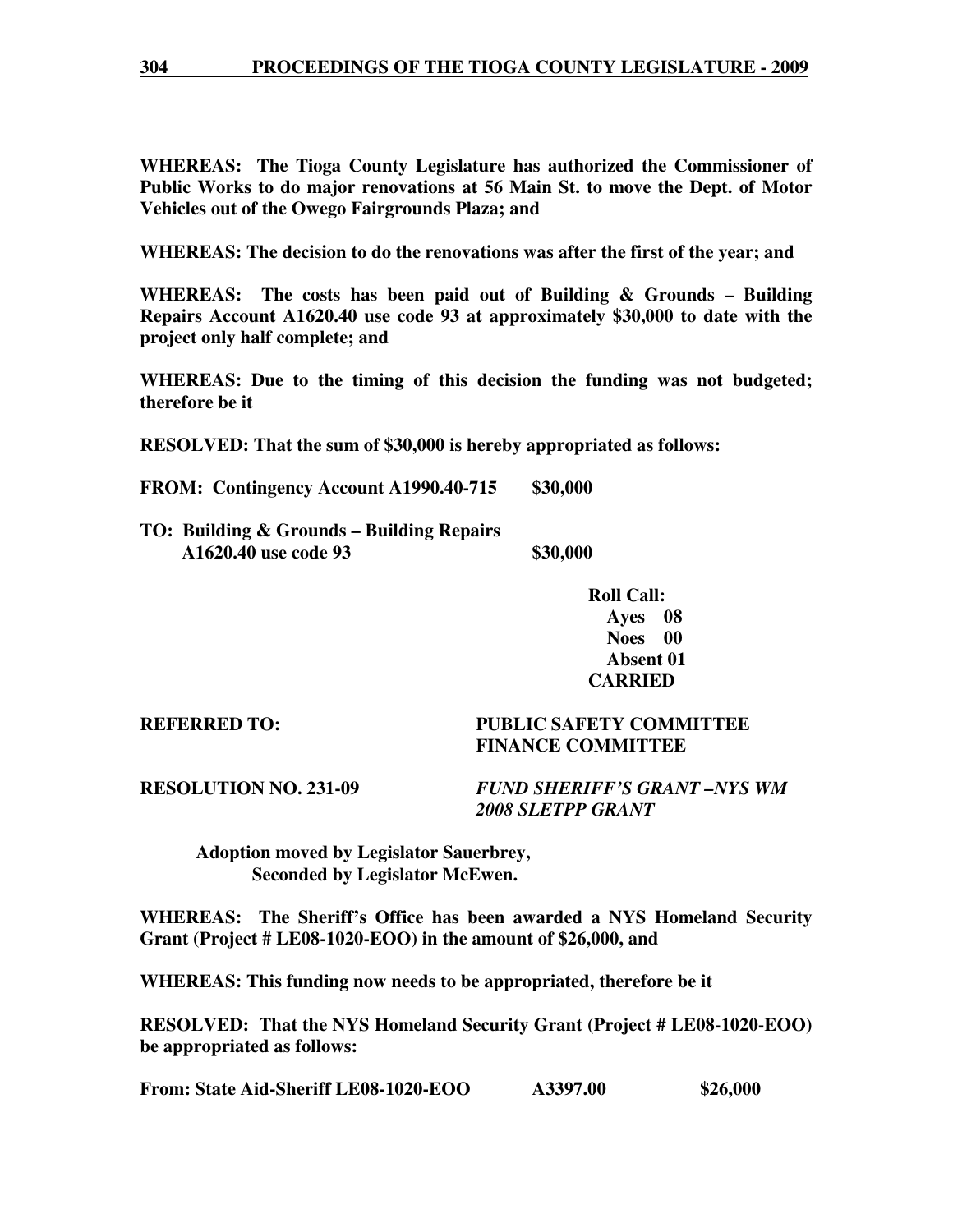**WHEREAS: The Tioga County Legislature has authorized the Commissioner of Public Works to do major renovations at 56 Main St. to move the Dept. of Motor Vehicles out of the Owego Fairgrounds Plaza; and**

**WHEREAS: The decision to do the renovations was after the first of the year; and**

**WHEREAS: The costs has been paid out of Building & Grounds – Building Repairs Account A1620.40 use code 93 at approximately $30,000 to date with the project only half complete; and**

**WHEREAS: Due to the timing of this decision the funding was not budgeted; therefore be it**

**RESOLVED: That the sum of $30,000 is hereby appropriated as follows:**

**FROM: Contingency Account A1990.40-715 $30,000**

**TO: Building & Grounds – Building Repairs A1620.40 use code 93 $30,000**

**Roll Call:**
**Ayes 08**
**Noes 00**
**Absent 01**
**CARRIED**

**REFERRED TO:** **PUBLIC SAFETY COMMITTEE**
**FINANCE COMMITTEE**

**RESOLUTION NO. 231-09** ***FUND SHERIFF'S GRANT –NYS WM 2008 SLETPP GRANT***

**Adoption moved by Legislator Sauerbrey,**
**Seconded by Legislator McEwen.**

**WHEREAS: The Sheriff's Office has been awarded a NYS Homeland Security Grant (Project # LE08-1020-EOO) in the amount of $26,000, and**

**WHEREAS: This funding now needs to be appropriated, therefore be it**

**RESOLVED: That the NYS Homeland Security Grant (Project # LE08-1020-EOO) be appropriated as follows:**

**From: State Aid-Sheriff LE08-1020-EOO A3397.00 $26,000**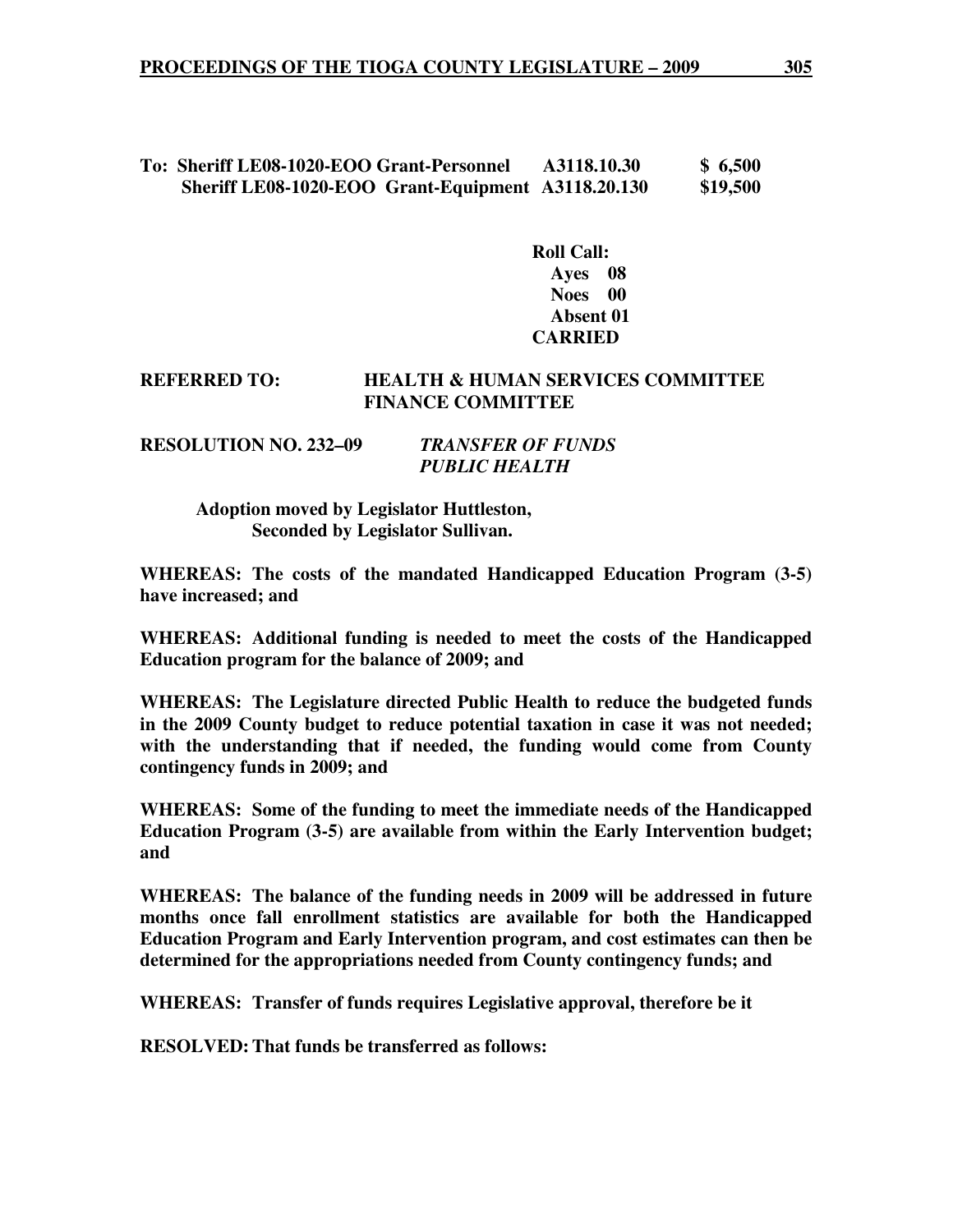**To: Sheriff LE08-1020-EOO Grant-Personnel A3118.10.30 $ 6,500**
**Sheriff LE08-1020-EOO Grant-Equipment A3118.20.130 $19,500**

**Roll Call:**
**Ayes 08**
**Noes 00**
**Absent 01**
**CARRIED**

**REFERRED TO: HEALTH & HUMAN SERVICES COMMITTEE**
**FINANCE COMMITTEE**

**RESOLUTION NO. 232–09** ***TRANSFER OF FUNDS***
***PUBLIC HEALTH***

**Adoption moved by Legislator Huttleston,**
**Seconded by Legislator Sullivan.**

**WHEREAS: The costs of the mandated Handicapped Education Program (3-5) have increased; and**

**WHEREAS: Additional funding is needed to meet the costs of the Handicapped Education program for the balance of 2009; and**

**WHEREAS: The Legislature directed Public Health to reduce the budgeted funds in the 2009 County budget to reduce potential taxation in case it was not needed; with the understanding that if needed, the funding would come from County contingency funds in 2009; and**

**WHEREAS: Some of the funding to meet the immediate needs of the Handicapped Education Program (3-5) are available from within the Early Intervention budget; and**

**WHEREAS: The balance of the funding needs in 2009 will be addressed in future months once fall enrollment statistics are available for both the Handicapped Education Program and Early Intervention program, and cost estimates can then be determined for the appropriations needed from County contingency funds; and**

**WHEREAS: Transfer of funds requires Legislative approval, therefore be it**

**RESOLVED: That funds be transferred as follows:**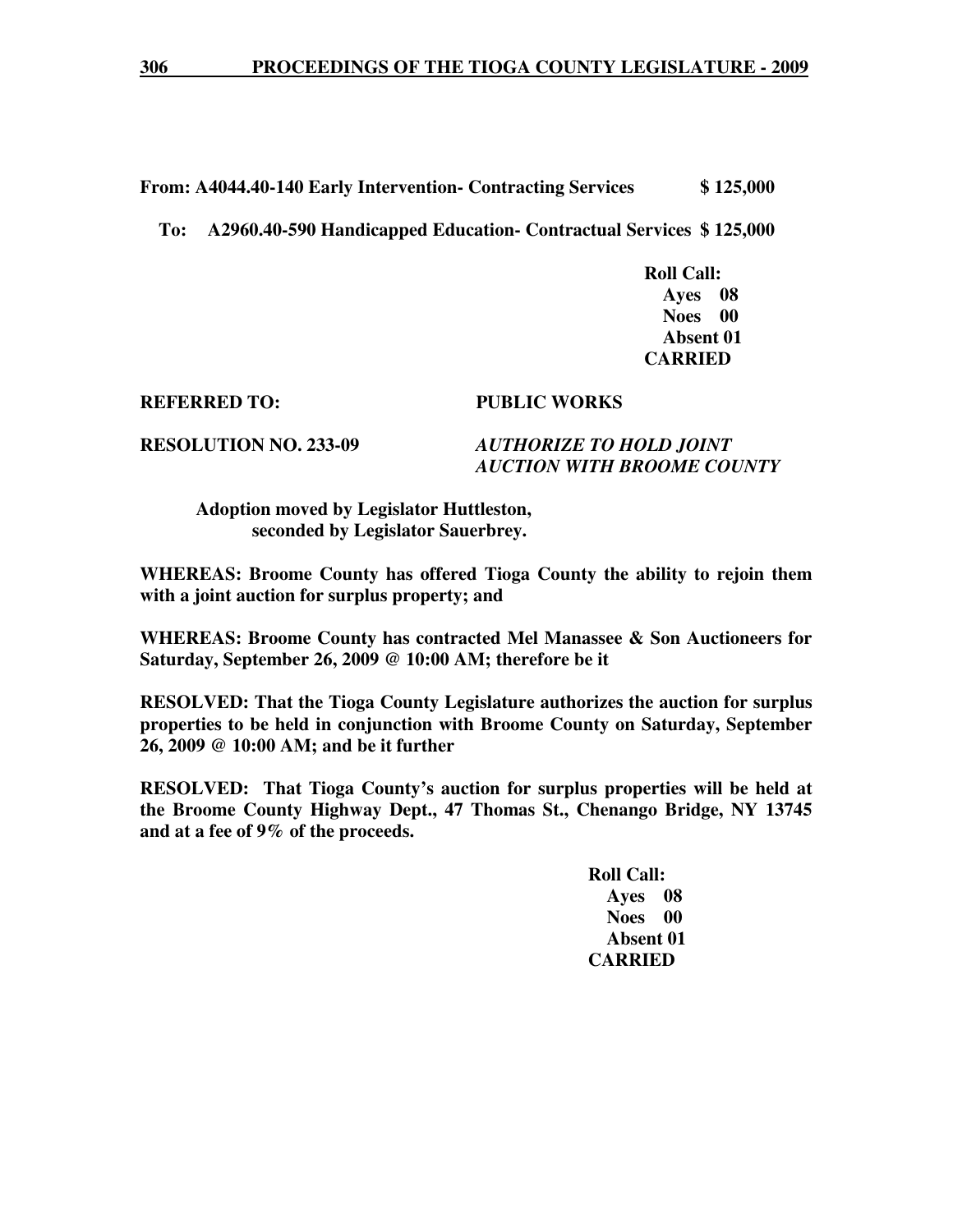**From: A4044.40-140 Early Intervention- Contracting Services $ 125,000**

**To: A2960.40-590 Handicapped Education- Contractual Services $ 125,000**

**Roll Call:**
**Ayes 08**
**Noes 00**
**Absent 01**
**CARRIED**

**REFERRED TO: PUBLIC WORKS**

**RESOLUTION NO. 233-09** ***AUTHORIZE TO HOLD JOINT AUCTION WITH BROOME COUNTY***

**Adoption moved by Legislator Huttleston, seconded by Legislator Sauerbrey.**

**WHEREAS: Broome County has offered Tioga County the ability to rejoin them with a joint auction for surplus property; and**

**WHEREAS: Broome County has contracted Mel Manassee & Son Auctioneers for Saturday, September 26, 2009 @ 10:00 AM; therefore be it**

**RESOLVED: That the Tioga County Legislature authorizes the auction for surplus properties to be held in conjunction with Broome County on Saturday, September 26, 2009 @ 10:00 AM; and be it further**

**RESOLVED: That Tioga County's auction for surplus properties will be held at the Broome County Highway Dept., 47 Thomas St., Chenango Bridge, NY 13745 and at a fee of 9% of the proceeds.**

**Roll Call:**
**Ayes 08**
**Noes 00**
**Absent 01**
**CARRIED**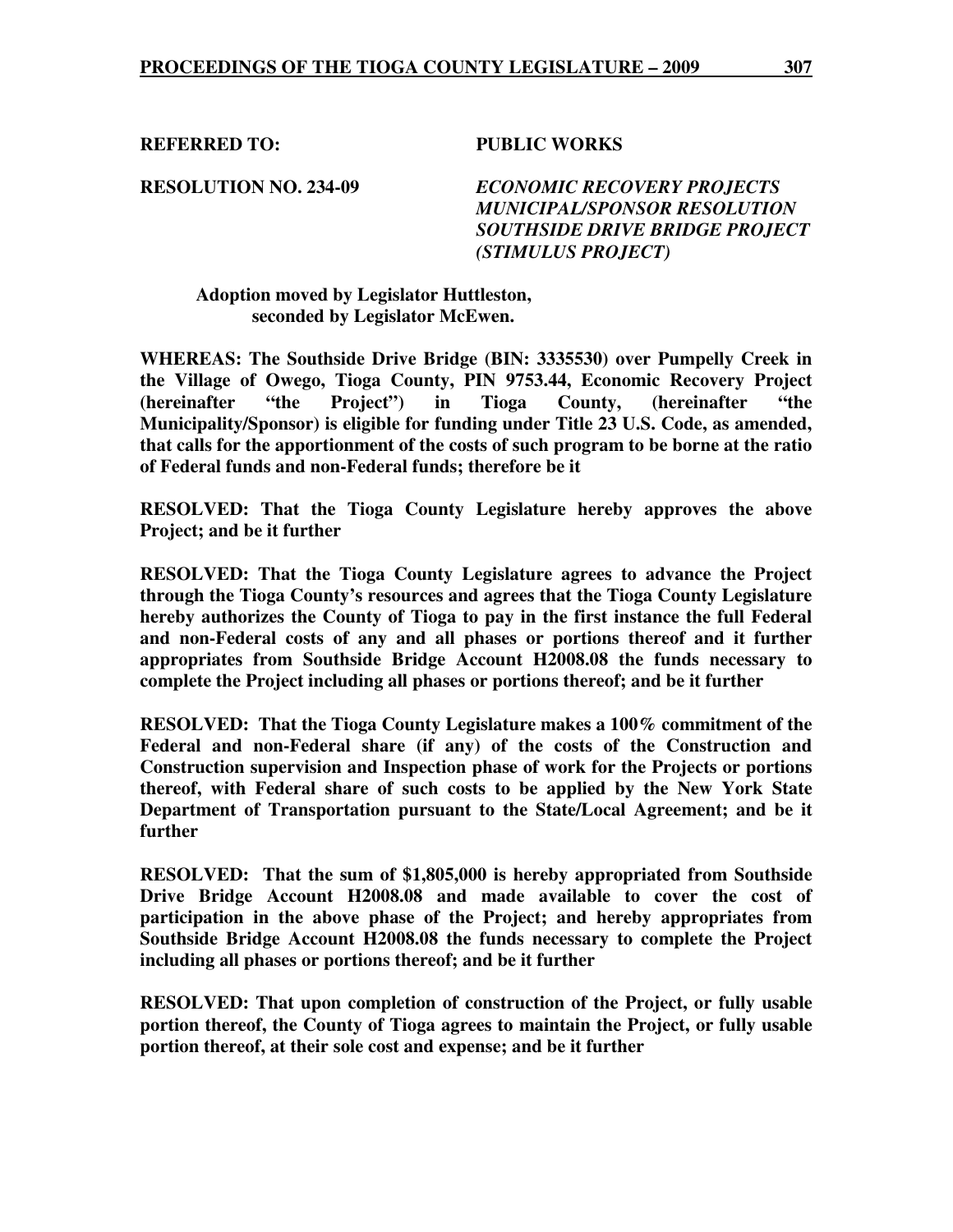**REFERRED TO:** **PUBLIC WORKS**

**RESOLUTION NO. 234-09** ***ECONOMIC RECOVERY PROJECTS MUNICIPAL/SPONSOR RESOLUTION SOUTHSIDE DRIVE BRIDGE PROJECT (STIMULUS PROJECT)***

**Adoption moved by Legislator Huttleston, seconded by Legislator McEwen.**

**WHEREAS: The Southside Drive Bridge (BIN: 3335530) over Pumpelly Creek in the Village of Owego, Tioga County, PIN 9753.44, Economic Recovery Project (hereinafter "the Project") in Tioga County, (hereinafter "the Municipality/Sponsor) is eligible for funding under Title 23 U.S. Code, as amended, that calls for the apportionment of the costs of such program to be borne at the ratio of Federal funds and non-Federal funds; therefore be it**

**RESOLVED: That the Tioga County Legislature hereby approves the above Project; and be it further**

**RESOLVED: That the Tioga County Legislature agrees to advance the Project through the Tioga County's resources and agrees that the Tioga County Legislature hereby authorizes the County of Tioga to pay in the first instance the full Federal and non-Federal costs of any and all phases or portions thereof and it further appropriates from Southside Bridge Account H2008.08 the funds necessary to complete the Project including all phases or portions thereof; and be it further**

**RESOLVED: That the Tioga County Legislature makes a 100% commitment of the Federal and non-Federal share (if any) of the costs of the Construction and Construction supervision and Inspection phase of work for the Projects or portions thereof, with Federal share of such costs to be applied by the New York State Department of Transportation pursuant to the State/Local Agreement; and be it further**

**RESOLVED: That the sum of $1,805,000 is hereby appropriated from Southside Drive Bridge Account H2008.08 and made available to cover the cost of participation in the above phase of the Project; and hereby appropriates from Southside Bridge Account H2008.08 the funds necessary to complete the Project including all phases or portions thereof; and be it further**

**RESOLVED: That upon completion of construction of the Project, or fully usable portion thereof, the County of Tioga agrees to maintain the Project, or fully usable portion thereof, at their sole cost and expense; and be it further**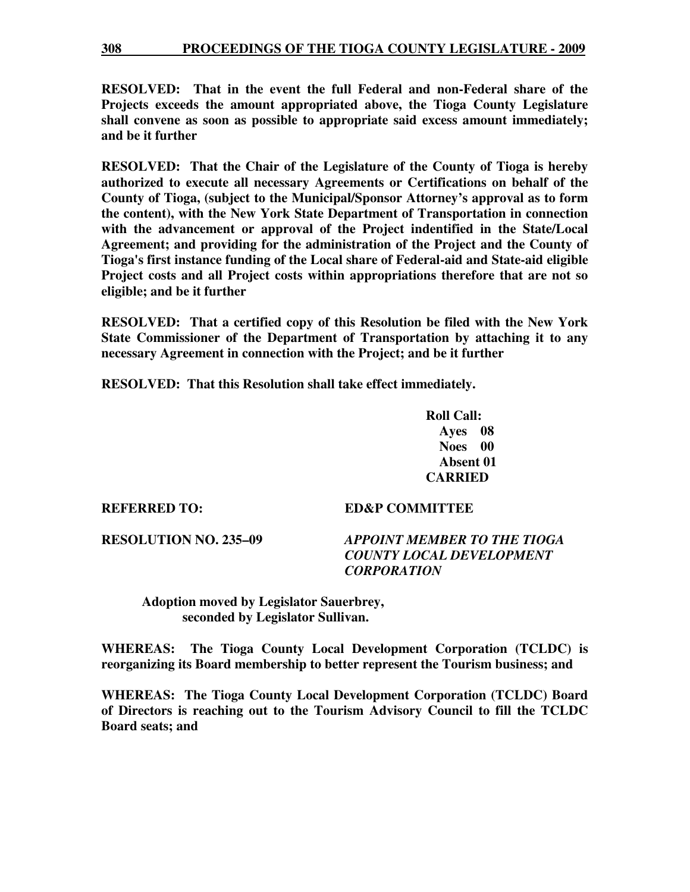**RESOLVED: That in the event the full Federal and non-Federal share of the Projects exceeds the amount appropriated above, the Tioga County Legislature shall convene as soon as possible to appropriate said excess amount immediately; and be it further**

**RESOLVED: That the Chair of the Legislature of the County of Tioga is hereby authorized to execute all necessary Agreements or Certifications on behalf of the County of Tioga, (subject to the Municipal/Sponsor Attorney's approval as to form the content), with the New York State Department of Transportation in connection with the advancement or approval of the Project indentified in the State/Local Agreement; and providing for the administration of the Project and the County of Tioga's first instance funding of the Local share of Federal-aid and State-aid eligible Project costs and all Project costs within appropriations therefore that are not so eligible; and be it further**

**RESOLVED: That a certified copy of this Resolution be filed with the New York State Commissioner of the Department of Transportation by attaching it to any necessary Agreement in connection with the Project; and be it further**

**RESOLVED: That this Resolution shall take effect immediately.**

**Roll Call:**
**Ayes 08**
**Noes 00**
**Absent 01**
**CARRIED**

**REFERRED TO:** **ED&P COMMITTEE**

**RESOLUTION NO. 235–09** ***APPOINT MEMBER TO THE TIOGA COUNTY LOCAL DEVELOPMENT CORPORATION***

**Adoption moved by Legislator Sauerbrey, seconded by Legislator Sullivan.**

**WHEREAS: The Tioga County Local Development Corporation (TCLDC) is reorganizing its Board membership to better represent the Tourism business; and**

**WHEREAS: The Tioga County Local Development Corporation (TCLDC) Board of Directors is reaching out to the Tourism Advisory Council to fill the TCLDC Board seats; and**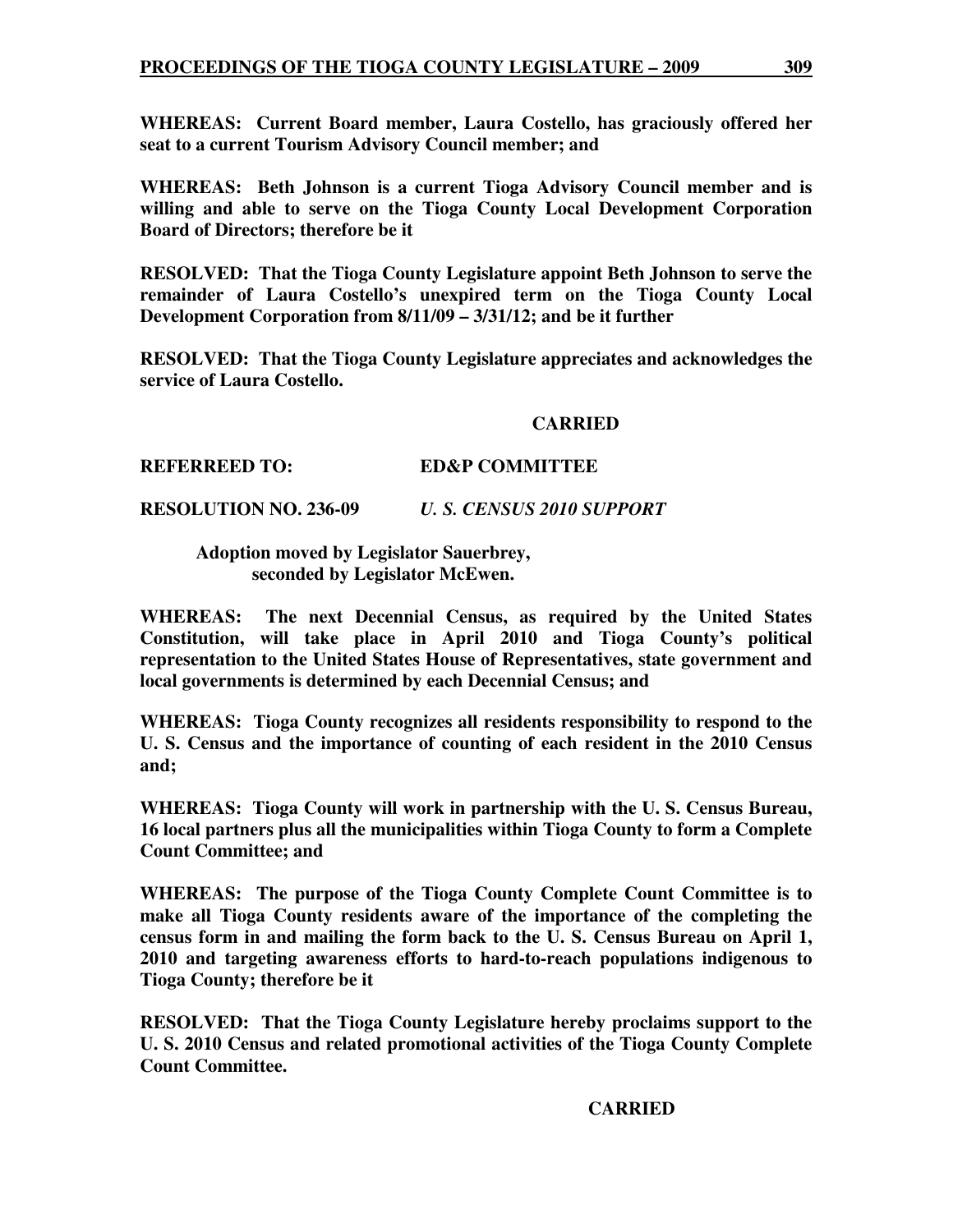**WHEREAS: Current Board member, Laura Costello, has graciously offered her seat to a current Tourism Advisory Council member; and**

**WHEREAS: Beth Johnson is a current Tioga Advisory Council member and is willing and able to serve on the Tioga County Local Development Corporation Board of Directors; therefore be it**

**RESOLVED: That the Tioga County Legislature appoint Beth Johnson to serve the remainder of Laura Costello's unexpired term on the Tioga County Local Development Corporation from 8/11/09 – 3/31/12; and be it further**

**RESOLVED: That the Tioga County Legislature appreciates and acknowledges the service of Laura Costello.**

**CARRIED**

**REFERREED TO: ED&P COMMITTEE**

**RESOLUTION NO. 236-09** ***U. S. CENSUS 2010 SUPPORT***

**Adoption moved by Legislator Sauerbrey, seconded by Legislator McEwen.**

**WHEREAS: The next Decennial Census, as required by the United States Constitution, will take place in April 2010 and Tioga County's political representation to the United States House of Representatives, state government and local governments is determined by each Decennial Census; and**

**WHEREAS: Tioga County recognizes all residents responsibility to respond to the U. S. Census and the importance of counting of each resident in the 2010 Census and;**

**WHEREAS: Tioga County will work in partnership with the U. S. Census Bureau, 16 local partners plus all the municipalities within Tioga County to form a Complete Count Committee; and**

**WHEREAS: The purpose of the Tioga County Complete Count Committee is to make all Tioga County residents aware of the importance of the completing the census form in and mailing the form back to the U. S. Census Bureau on April 1, 2010 and targeting awareness efforts to hard-to-reach populations indigenous to Tioga County; therefore be it**

**RESOLVED: That the Tioga County Legislature hereby proclaims support to the U. S. 2010 Census and related promotional activities of the Tioga County Complete Count Committee.**

**CARRIED**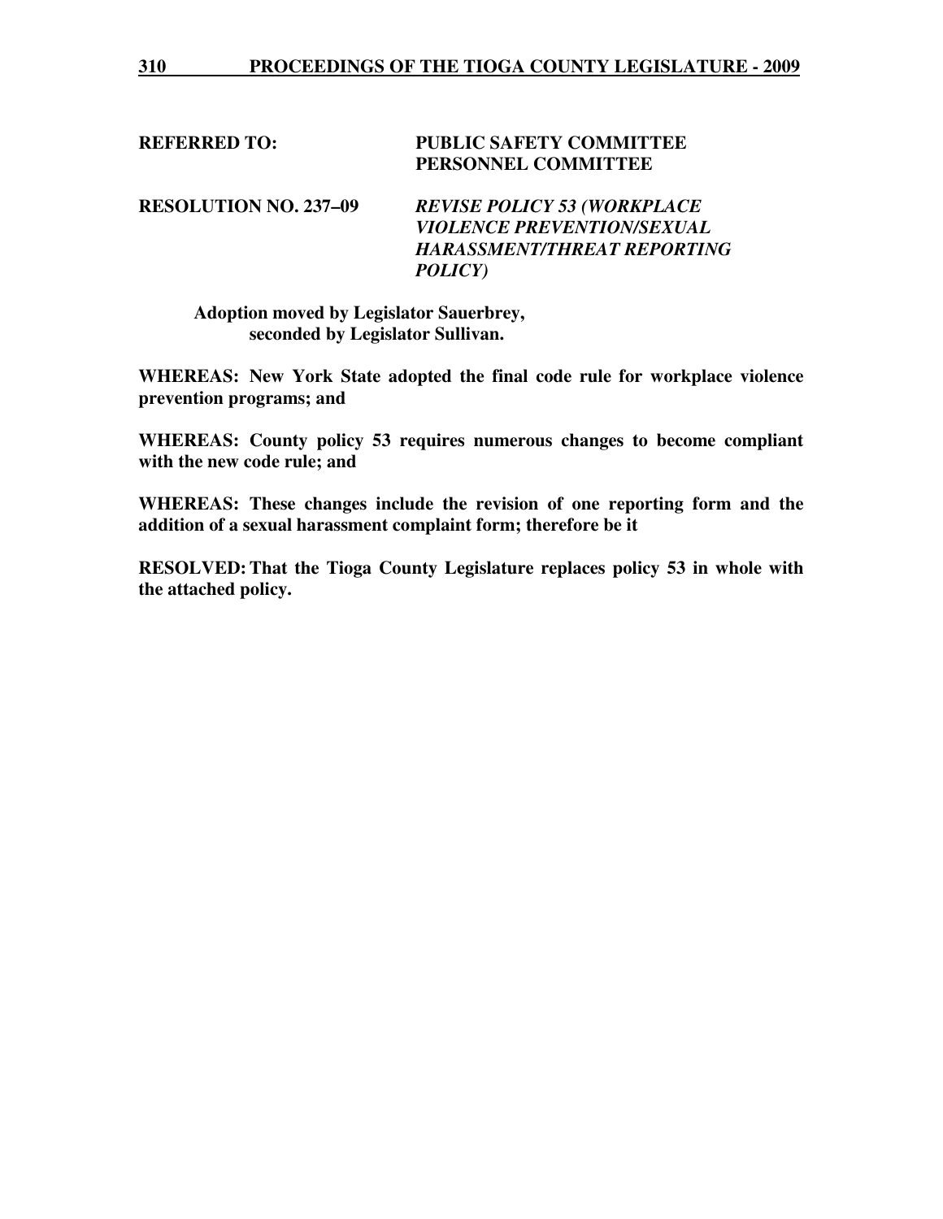**REFERRED TO:** **PUBLIC SAFETY COMMITTEE**
**PERSONNEL COMMITTEE**

**RESOLUTION NO. 237–09** ***REVISE POLICY 53 (WORKPLACE VIOLENCE PREVENTION/SEXUAL HARASSMENT/THREAT REPORTING POLICY)***

**Adoption moved by Legislator Sauerbrey, seconded by Legislator Sullivan.**

**WHEREAS: New York State adopted the final code rule for workplace violence prevention programs; and**

**WHEREAS: County policy 53 requires numerous changes to become compliant with the new code rule; and**

**WHEREAS: These changes include the revision of one reporting form and the addition of a sexual harassment complaint form; therefore be it**

**RESOLVED: That the Tioga County Legislature replaces policy 53 in whole with the attached policy.**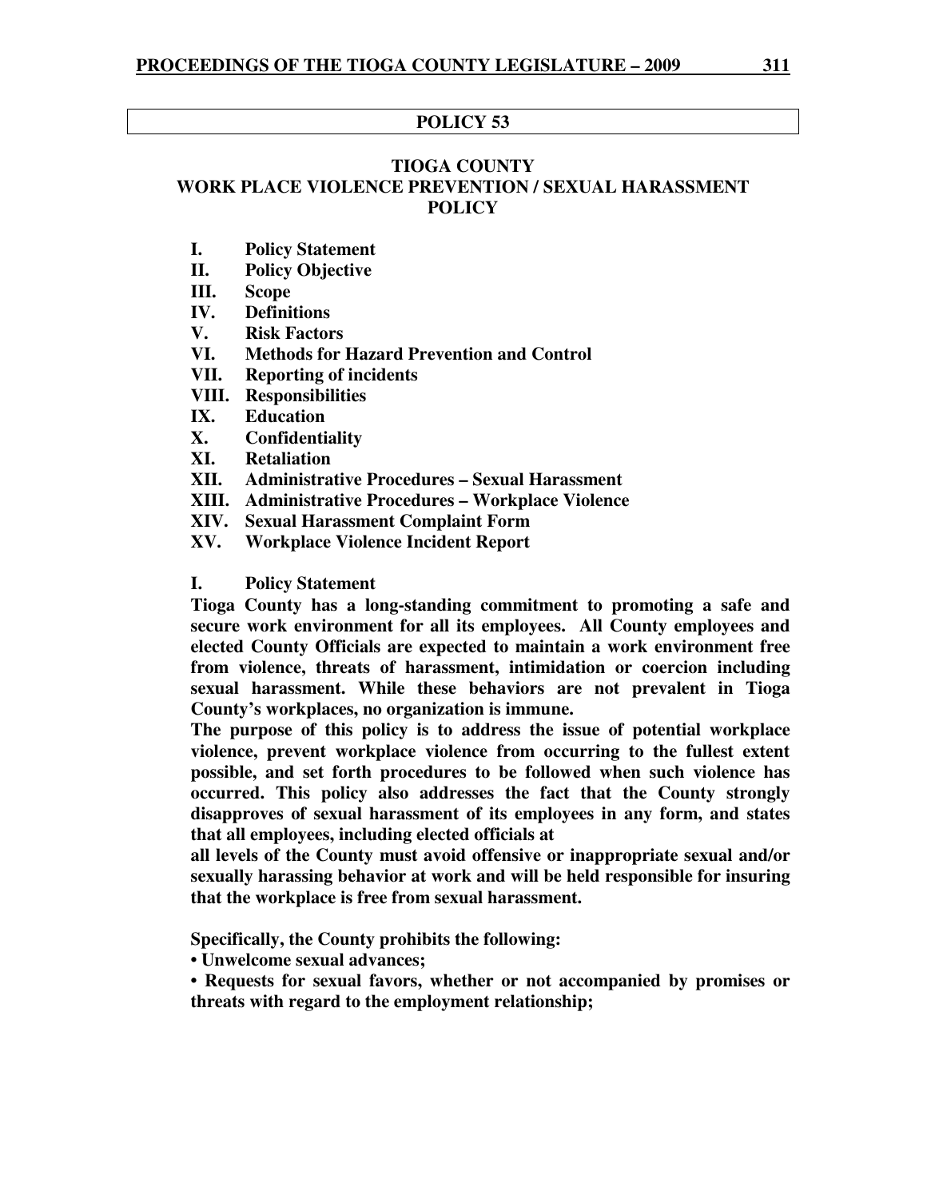## POLICY 53

# TIOGA COUNTY
# WORK PLACE VIOLENCE PREVENTION / SEXUAL HARASSMENT POLICY

- **I. Policy Statement**
- **II. Policy Objective**
- **III. Scope**
- **IV. Definitions**
- **V. Risk Factors**
- **VI. Methods for Hazard Prevention and Control**
- **VII. Reporting of incidents**
- **VIII. Responsibilities**
- **IX. Education**
- **X. Confidentiality**
- **XI. Retaliation**
- **XII. Administrative Procedures – Sexual Harassment**
- **XIII. Administrative Procedures – Workplace Violence**
- **XIV. Sexual Harassment Complaint Form**
- **XV. Workplace Violence Incident Report**

## I. Policy Statement

**Tioga County has a long-standing commitment to promoting a safe and secure work environment for all its employees. All County employees and elected County Officials are expected to maintain a work environment free from violence, threats of harassment, intimidation or coercion including sexual harassment. While these behaviors are not prevalent in Tioga County's workplaces, no organization is immune.**

**The purpose of this policy is to address the issue of potential workplace violence, prevent workplace violence from occurring to the fullest extent possible, and set forth procedures to be followed when such violence has occurred. This policy also addresses the fact that the County strongly disapproves of sexual harassment of its employees in any form, and states that all employees, including elected officials at all levels of the County must avoid offensive or inappropriate sexual and/or sexually harassing behavior at work and will be held responsible for insuring that the workplace is free from sexual harassment.**

**Specifically, the County prohibits the following:**

- **Unwelcome sexual advances;**
- **Requests for sexual favors, whether or not accompanied by promises or threats with regard to the employment relationship;**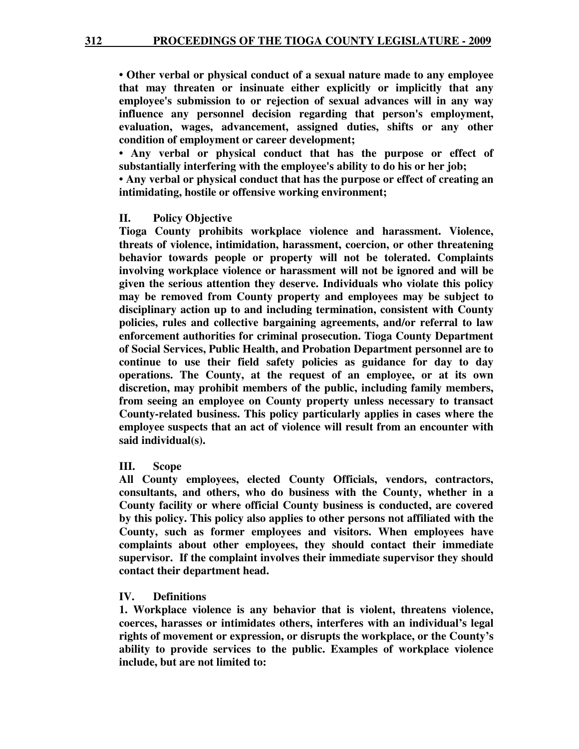**• Other verbal or physical conduct of a sexual nature made to any employee that may threaten or insinuate either explicitly or implicitly that any employee's submission to or rejection of sexual advances will in any way influence any personnel decision regarding that person's employment, evaluation, wages, advancement, assigned duties, shifts or any other condition of employment or career development;**

**• Any verbal or physical conduct that has the purpose or effect of substantially interfering with the employee's ability to do his or her job;**

**• Any verbal or physical conduct that has the purpose or effect of creating an intimidating, hostile or offensive working environment;**

## II. Policy Objective

**Tioga County prohibits workplace violence and harassment. Violence, threats of violence, intimidation, harassment, coercion, or other threatening behavior towards people or property will not be tolerated. Complaints involving workplace violence or harassment will not be ignored and will be given the serious attention they deserve. Individuals who violate this policy may be removed from County property and employees may be subject to disciplinary action up to and including termination, consistent with County policies, rules and collective bargaining agreements, and/or referral to law enforcement authorities for criminal prosecution. Tioga County Department of Social Services, Public Health, and Probation Department personnel are to continue to use their field safety policies as guidance for day to day operations. The County, at the request of an employee, or at its own discretion, may prohibit members of the public, including family members, from seeing an employee on County property unless necessary to transact County-related business. This policy particularly applies in cases where the employee suspects that an act of violence will result from an encounter with said individual(s).**

## III. Scope

**All County employees, elected County Officials, vendors, contractors, consultants, and others, who do business with the County, whether in a County facility or where official County business is conducted, are covered by this policy. This policy also applies to other persons not affiliated with the County, such as former employees and visitors. When employees have complaints about other employees, they should contact their immediate supervisor. If the complaint involves their immediate supervisor they should contact their department head.**

## IV. Definitions

**1. Workplace violence is any behavior that is violent, threatens violence, coerces, harasses or intimidates others, interferes with an individual's legal rights of movement or expression, or disrupts the workplace, or the County's ability to provide services to the public. Examples of workplace violence include, but are not limited to:**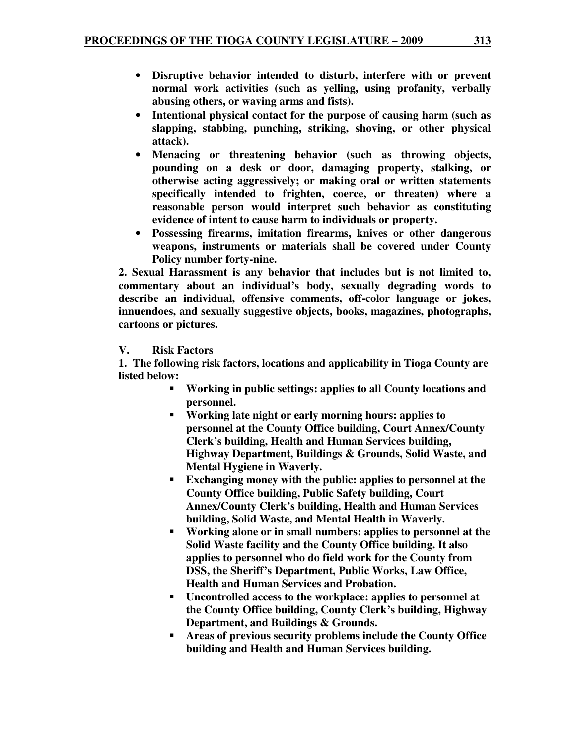- **Disruptive behavior intended to disturb, interfere with or prevent normal work activities (such as yelling, using profanity, verbally abusing others, or waving arms and fists).**
- **Intentional physical contact for the purpose of causing harm (such as slapping, stabbing, punching, striking, shoving, or other physical attack).**
- **Menacing or threatening behavior (such as throwing objects, pounding on a desk or door, damaging property, stalking, or otherwise acting aggressively; or making oral or written statements specifically intended to frighten, coerce, or threaten) where a reasonable person would interpret such behavior as constituting evidence of intent to cause harm to individuals or property.**
- **Possessing firearms, imitation firearms, knives or other dangerous weapons, instruments or materials shall be covered under County Policy number forty-nine.**

**2. Sexual Harassment is any behavior that includes but is not limited to, commentary about an individual's body, sexually degrading words to describe an individual, offensive comments, off-color language or jokes, innuendoes, and sexually suggestive objects, books, magazines, photographs, cartoons or pictures.**

**V. Risk Factors**

**1. The following risk factors, locations and applicability in Tioga County are listed below:**

- **Working in public settings: applies to all County locations and personnel.**
- **Working late night or early morning hours: applies to personnel at the County Office building, Court Annex/County Clerk's building, Health and Human Services building, Highway Department, Buildings & Grounds, Solid Waste, and Mental Hygiene in Waverly.**
- **Exchanging money with the public: applies to personnel at the County Office building, Public Safety building, Court Annex/County Clerk's building, Health and Human Services building, Solid Waste, and Mental Health in Waverly.**
- **Working alone or in small numbers: applies to personnel at the Solid Waste facility and the County Office building. It also applies to personnel who do field work for the County from DSS, the Sheriff's Department, Public Works, Law Office, Health and Human Services and Probation.**
- **Uncontrolled access to the workplace: applies to personnel at the County Office building, County Clerk's building, Highway Department, and Buildings & Grounds.**
- **Areas of previous security problems include the County Office building and Health and Human Services building.**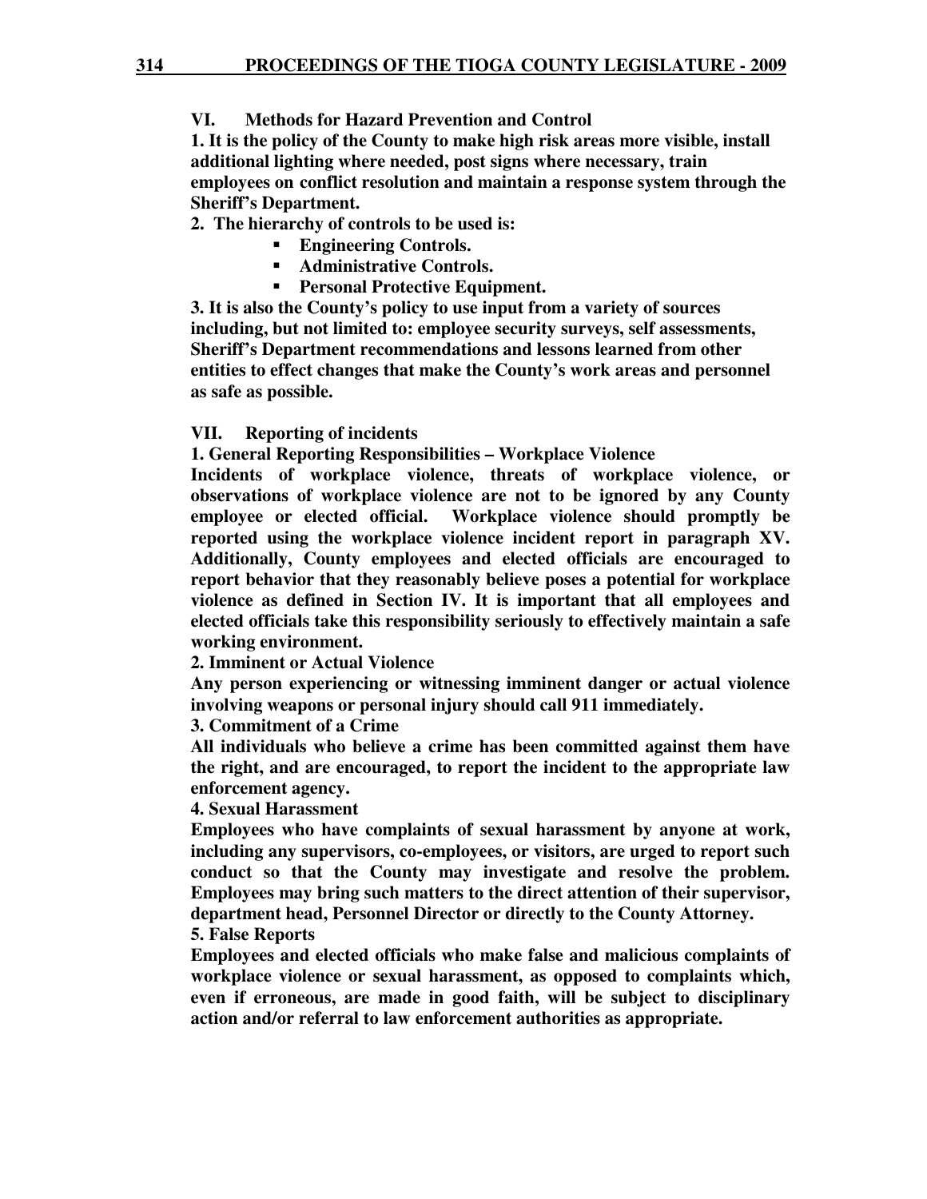## VI. Methods for Hazard Prevention and Control

**1. It is the policy of the County to make high risk areas more visible, install additional lighting where needed, post signs where necessary, train employees on conflict resolution and maintain a response system through the Sheriff's Department.**

**2. The hierarchy of controls to be used is:**

- **Engineering Controls.**
- **Administrative Controls.**
- **Personal Protective Equipment.**

**3. It is also the County's policy to use input from a variety of sources including, but not limited to: employee security surveys, self assessments, Sheriff's Department recommendations and lessons learned from other entities to effect changes that make the County's work areas and personnel as safe as possible.**

## VII. Reporting of incidents

**1. General Reporting Responsibilities – Workplace Violence**

**Incidents of workplace violence, threats of workplace violence, or observations of workplace violence are not to be ignored by any County employee or elected official. Workplace violence should promptly be reported using the workplace violence incident report in paragraph XV. Additionally, County employees and elected officials are encouraged to report behavior that they reasonably believe poses a potential for workplace violence as defined in Section IV. It is important that all employees and elected officials take this responsibility seriously to effectively maintain a safe working environment.**

**2. Imminent or Actual Violence**

**Any person experiencing or witnessing imminent danger or actual violence involving weapons or personal injury should call 911 immediately.**

**3. Commitment of a Crime**

**All individuals who believe a crime has been committed against them have the right, and are encouraged, to report the incident to the appropriate law enforcement agency.**

**4. Sexual Harassment**

**Employees who have complaints of sexual harassment by anyone at work, including any supervisors, co-employees, or visitors, are urged to report such conduct so that the County may investigate and resolve the problem. Employees may bring such matters to the direct attention of their supervisor, department head, Personnel Director or directly to the County Attorney.**

**5. False Reports**

**Employees and elected officials who make false and malicious complaints of workplace violence or sexual harassment, as opposed to complaints which, even if erroneous, are made in good faith, will be subject to disciplinary action and/or referral to law enforcement authorities as appropriate.**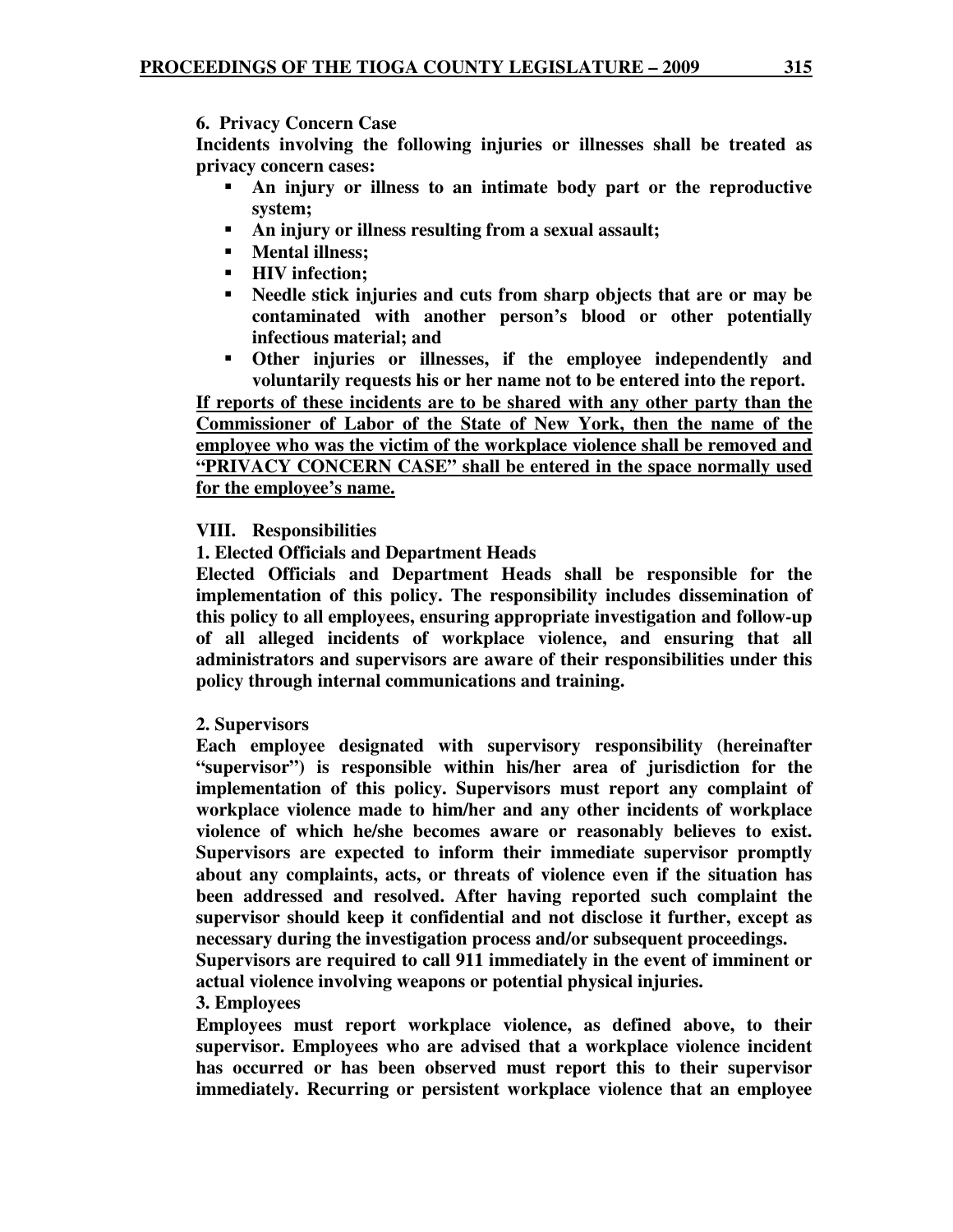**6. Privacy Concern Case**

**Incidents involving the following injuries or illnesses shall be treated as privacy concern cases:**

- **An injury or illness to an intimate body part or the reproductive system;**
- **An injury or illness resulting from a sexual assault;**
- **Mental illness;**
- **HIV infection;**
- **Needle stick injuries and cuts from sharp objects that are or may be contaminated with another person's blood or other potentially infectious material; and**
- **Other injuries or illnesses, if the employee independently and voluntarily requests his or her name not to be entered into the report.**

<u>**If reports of these incidents are to be shared with any other party than the Commissioner of Labor of the State of New York, then the name of the employee who was the victim of the workplace violence shall be removed and "PRIVACY CONCERN CASE" shall be entered in the space normally used for the employee's name.**</u>

**VIII. Responsibilities**

**1. Elected Officials and Department Heads**

**Elected Officials and Department Heads shall be responsible for the implementation of this policy. The responsibility includes dissemination of this policy to all employees, ensuring appropriate investigation and follow-up of all alleged incidents of workplace violence, and ensuring that all administrators and supervisors are aware of their responsibilities under this policy through internal communications and training.**

**2. Supervisors**

**Each employee designated with supervisory responsibility (hereinafter "supervisor") is responsible within his/her area of jurisdiction for the implementation of this policy. Supervisors must report any complaint of workplace violence made to him/her and any other incidents of workplace violence of which he/she becomes aware or reasonably believes to exist. Supervisors are expected to inform their immediate supervisor promptly about any complaints, acts, or threats of violence even if the situation has been addressed and resolved. After having reported such complaint the supervisor should keep it confidential and not disclose it further, except as necessary during the investigation process and/or subsequent proceedings.**

**Supervisors are required to call 911 immediately in the event of imminent or actual violence involving weapons or potential physical injuries.**

**3. Employees**

**Employees must report workplace violence, as defined above, to their supervisor. Employees who are advised that a workplace violence incident has occurred or has been observed must report this to their supervisor immediately. Recurring or persistent workplace violence that an employee**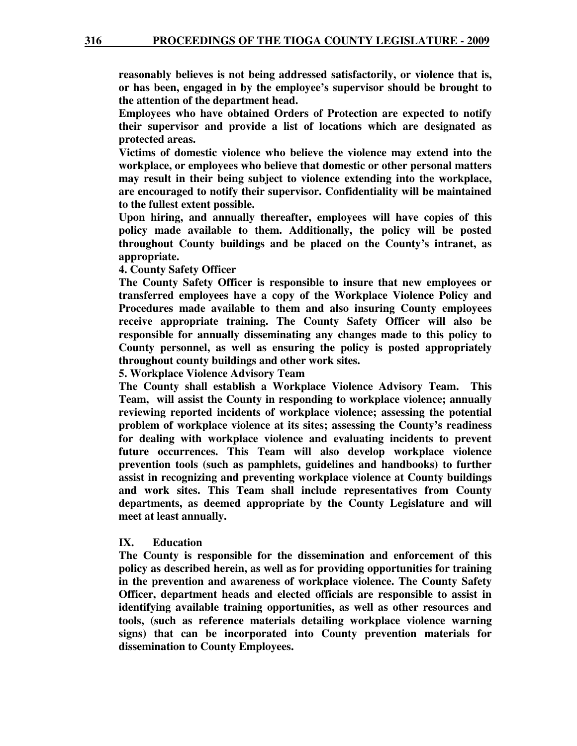**reasonably believes is not being addressed satisfactorily, or violence that is, or has been, engaged in by the employee's supervisor should be brought to the attention of the department head.**

**Employees who have obtained Orders of Protection are expected to notify their supervisor and provide a list of locations which are designated as protected areas.**

**Victims of domestic violence who believe the violence may extend into the workplace, or employees who believe that domestic or other personal matters may result in their being subject to violence extending into the workplace, are encouraged to notify their supervisor. Confidentiality will be maintained to the fullest extent possible.**

**Upon hiring, and annually thereafter, employees will have copies of this policy made available to them. Additionally, the policy will be posted throughout County buildings and be placed on the County's intranet, as appropriate.**

**4. County Safety Officer**

**The County Safety Officer is responsible to insure that new employees or transferred employees have a copy of the Workplace Violence Policy and Procedures made available to them and also insuring County employees receive appropriate training. The County Safety Officer will also be responsible for annually disseminating any changes made to this policy to County personnel, as well as ensuring the policy is posted appropriately throughout county buildings and other work sites.**

**5. Workplace Violence Advisory Team**

**The County shall establish a Workplace Violence Advisory Team. This Team, will assist the County in responding to workplace violence; annually reviewing reported incidents of workplace violence; assessing the potential problem of workplace violence at its sites; assessing the County's readiness for dealing with workplace violence and evaluating incidents to prevent future occurrences. This Team will also develop workplace violence prevention tools (such as pamphlets, guidelines and handbooks) to further assist in recognizing and preventing workplace violence at County buildings and work sites. This Team shall include representatives from County departments, as deemed appropriate by the County Legislature and will meet at least annually.**

## IX. Education

**The County is responsible for the dissemination and enforcement of this policy as described herein, as well as for providing opportunities for training in the prevention and awareness of workplace violence. The County Safety Officer, department heads and elected officials are responsible to assist in identifying available training opportunities, as well as other resources and tools, (such as reference materials detailing workplace violence warning signs) that can be incorporated into County prevention materials for dissemination to County Employees.**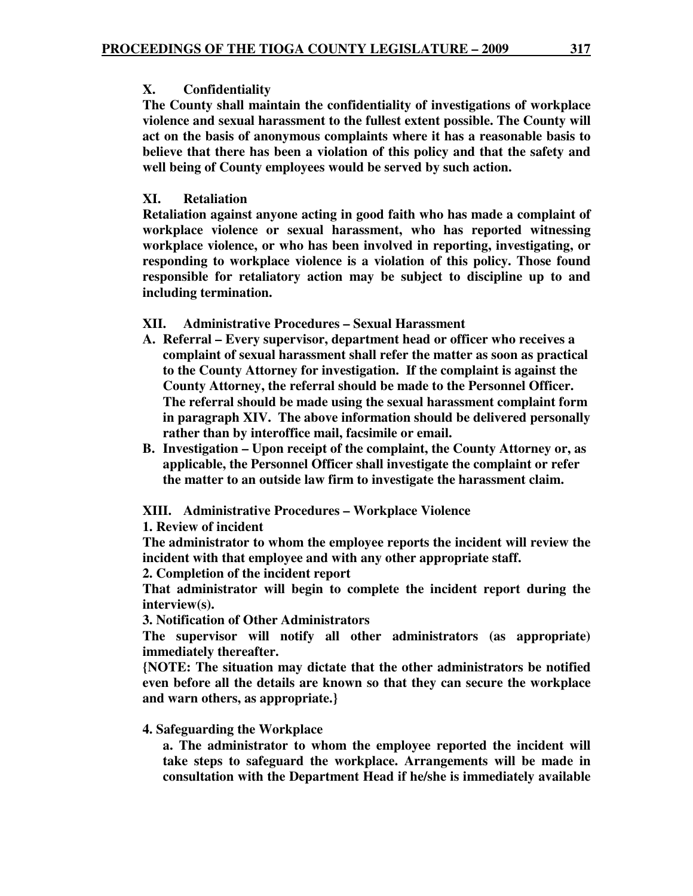**X. Confidentiality**

**The County shall maintain the confidentiality of investigations of workplace violence and sexual harassment to the fullest extent possible. The County will act on the basis of anonymous complaints where it has a reasonable basis to believe that there has been a violation of this policy and that the safety and well being of County employees would be served by such action.**

**XI. Retaliation**

**Retaliation against anyone acting in good faith who has made a complaint of workplace violence or sexual harassment, who has reported witnessing workplace violence, or who has been involved in reporting, investigating, or responding to workplace violence is a violation of this policy. Those found responsible for retaliatory action may be subject to discipline up to and including termination.**

**XII. Administrative Procedures – Sexual Harassment**

**A. Referral – Every supervisor, department head or officer who receives a complaint of sexual harassment shall refer the matter as soon as practical to the County Attorney for investigation. If the complaint is against the County Attorney, the referral should be made to the Personnel Officer. The referral should be made using the sexual harassment complaint form in paragraph XIV. The above information should be delivered personally rather than by interoffice mail, facsimile or email.**

**B. Investigation – Upon receipt of the complaint, the County Attorney or, as applicable, the Personnel Officer shall investigate the complaint or refer the matter to an outside law firm to investigate the harassment claim.**

**XIII. Administrative Procedures – Workplace Violence**

**1. Review of incident**

**The administrator to whom the employee reports the incident will review the incident with that employee and with any other appropriate staff.**

**2. Completion of the incident report**

**That administrator will begin to complete the incident report during the interview(s).**

**3. Notification of Other Administrators**

**The supervisor will notify all other administrators (as appropriate) immediately thereafter.**

**{NOTE: The situation may dictate that the other administrators be notified even before all the details are known so that they can secure the workplace and warn others, as appropriate.}**

**4. Safeguarding the Workplace**

**a. The administrator to whom the employee reported the incident will take steps to safeguard the workplace. Arrangements will be made in consultation with the Department Head if he/she is immediately available**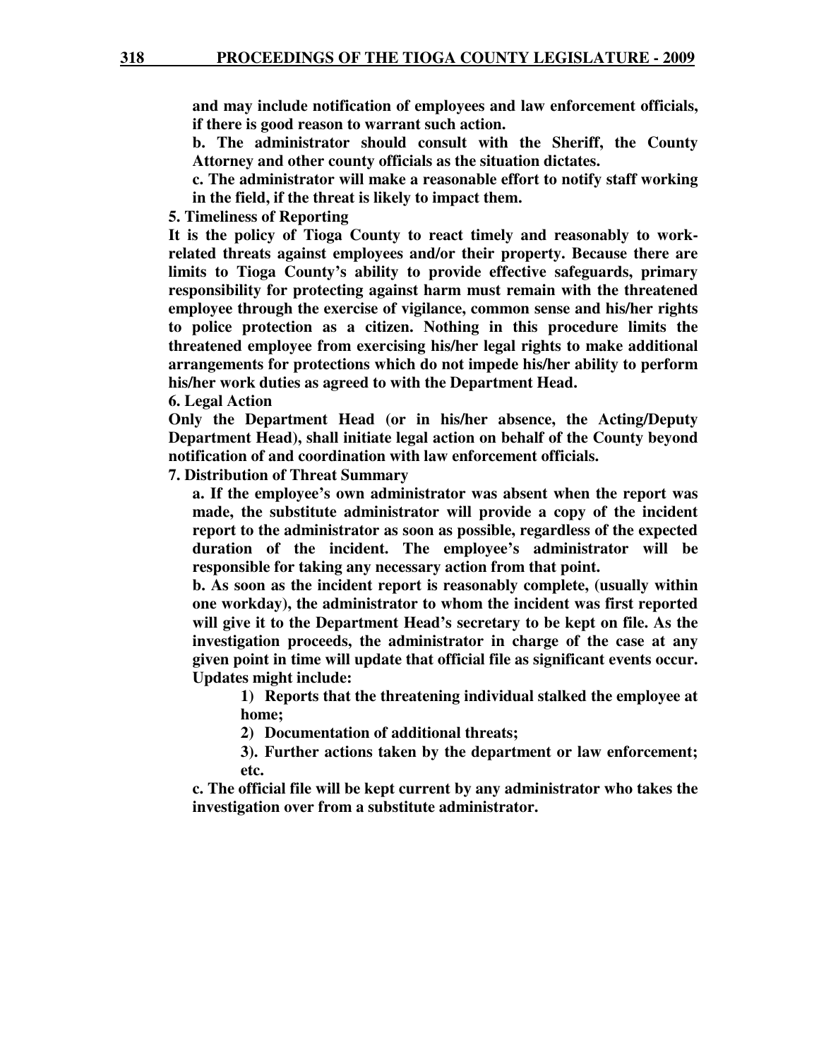**and may include notification of employees and law enforcement officials, if there is good reason to warrant such action.**

**b. The administrator should consult with the Sheriff, the County Attorney and other county officials as the situation dictates.**

**c. The administrator will make a reasonable effort to notify staff working in the field, if the threat is likely to impact them.**

**5. Timeliness of Reporting**

**It is the policy of Tioga County to react timely and reasonably to work-related threats against employees and/or their property. Because there are limits to Tioga County's ability to provide effective safeguards, primary responsibility for protecting against harm must remain with the threatened employee through the exercise of vigilance, common sense and his/her rights to police protection as a citizen. Nothing in this procedure limits the threatened employee from exercising his/her legal rights to make additional arrangements for protections which do not impede his/her ability to perform his/her work duties as agreed to with the Department Head.**

**6. Legal Action**

**Only the Department Head (or in his/her absence, the Acting/Deputy Department Head), shall initiate legal action on behalf of the County beyond notification of and coordination with law enforcement officials.**

**7. Distribution of Threat Summary**

**a. If the employee's own administrator was absent when the report was made, the substitute administrator will provide a copy of the incident report to the administrator as soon as possible, regardless of the expected duration of the incident. The employee's administrator will be responsible for taking any necessary action from that point.**

**b. As soon as the incident report is reasonably complete, (usually within one workday), the administrator to whom the incident was first reported will give it to the Department Head's secretary to be kept on file. As the investigation proceeds, the administrator in charge of the case at any given point in time will update that official file as significant events occur. Updates might include:**

**1) Reports that the threatening individual stalked the employee at home;**

**2) Documentation of additional threats;**

**3). Further actions taken by the department or law enforcement; etc.**

**c. The official file will be kept current by any administrator who takes the investigation over from a substitute administrator.**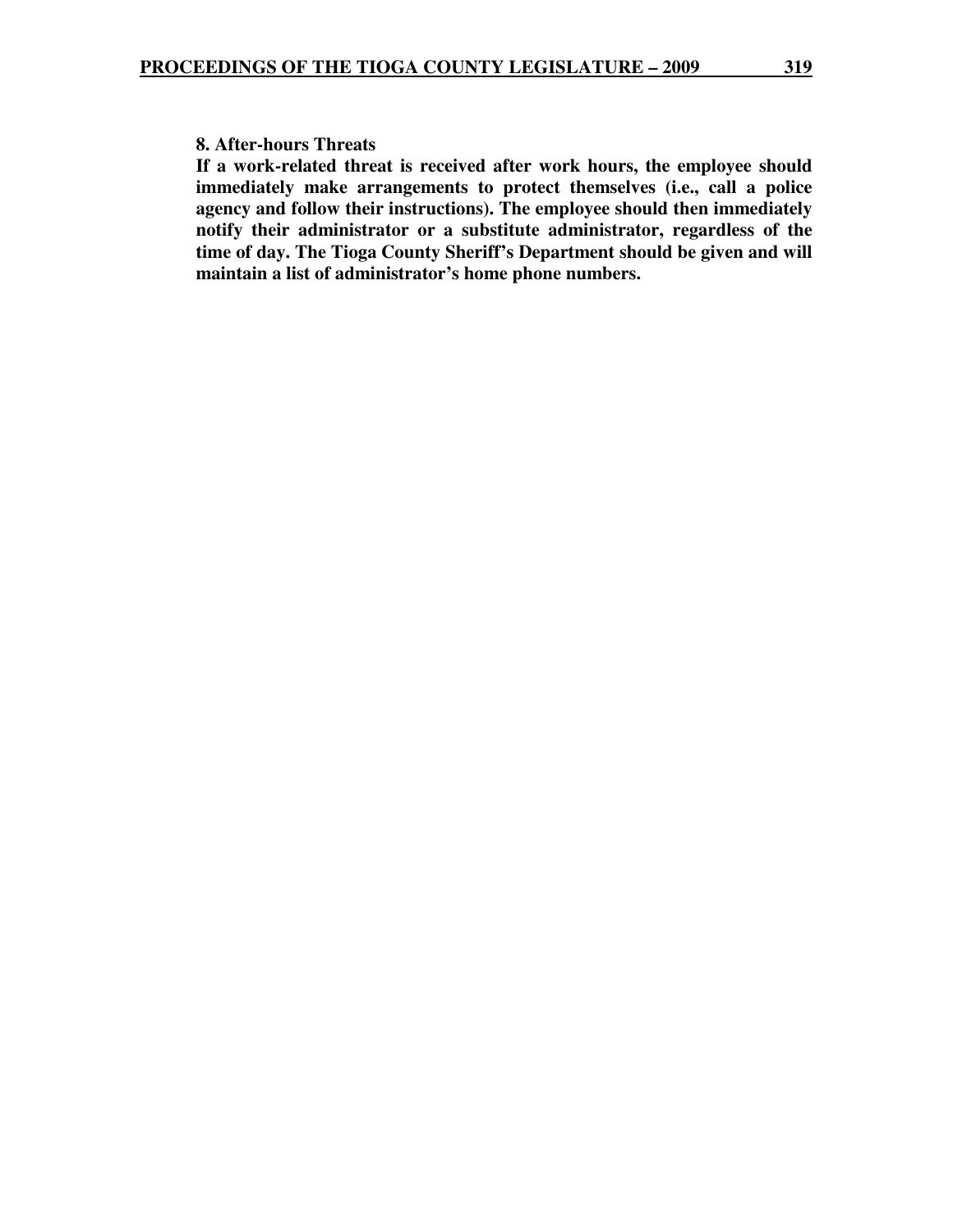**8. After-hours Threats**

**If a work-related threat is received after work hours, the employee should immediately make arrangements to protect themselves (i.e., call a police agency and follow their instructions). The employee should then immediately notify their administrator or a substitute administrator, regardless of the time of day. The Tioga County Sheriff's Department should be given and will maintain a list of administrator's home phone numbers.**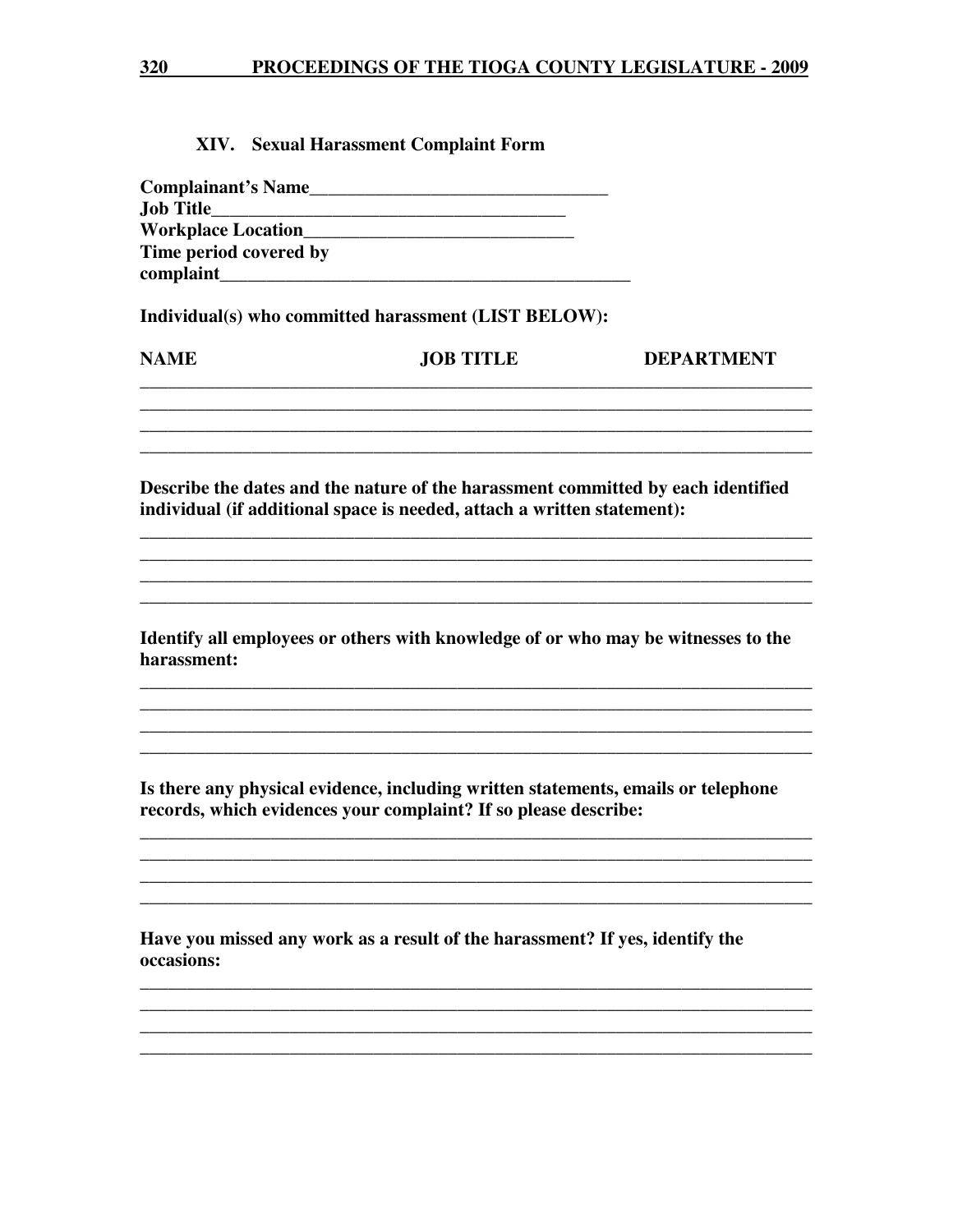### XIV. Sexual Harassment Complaint Form

**Complainant's Name**________________________________

**Job Title**____________________________________

**Workplace Location**____________________________

**Time period covered by complaint**____________________________________________

**Individual(s) who committed harassment (LIST BELOW):**

| NAME | JOB TITLE | DEPARTMENT |
|---|---|---|
| | | |
| | | |
| | | |
| | | |

**Describe the dates and the nature of the harassment committed by each identified individual (if additional space is needed, attach a written statement):**

___________________________________________________________________________

___________________________________________________________________________

___________________________________________________________________________

___________________________________________________________________________

**Identify all employees or others with knowledge of or who may be witnesses to the harassment:**

___________________________________________________________________________

___________________________________________________________________________

___________________________________________________________________________

___________________________________________________________________________

**Is there any physical evidence, including written statements, emails or telephone records, which evidences your complaint? If so please describe:**

___________________________________________________________________________

___________________________________________________________________________

___________________________________________________________________________

___________________________________________________________________________

**Have you missed any work as a result of the harassment? If yes, identify the occasions:**

___________________________________________________________________________

___________________________________________________________________________

___________________________________________________________________________

___________________________________________________________________________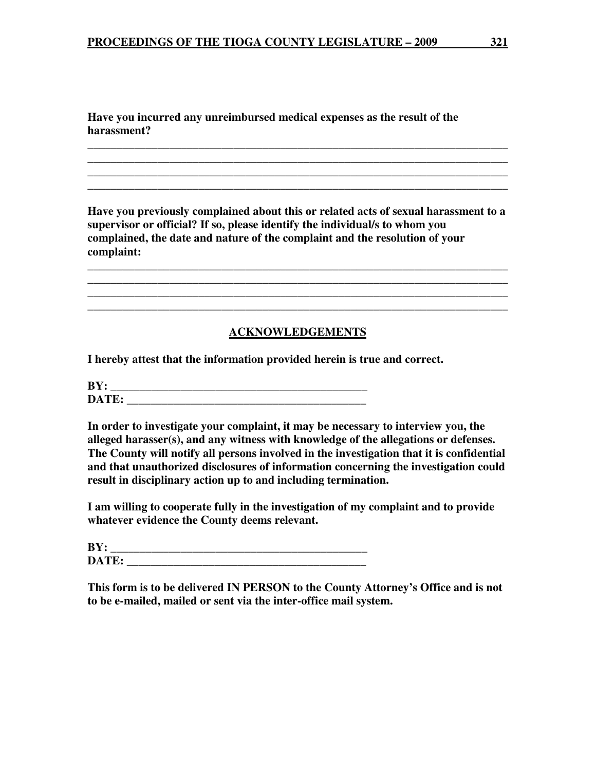**Have you incurred any unreimbursed medical expenses as the result of the harassment?**

\_\_\_\_\_\_\_\_\_\_\_\_\_\_\_\_\_\_\_\_\_\_\_\_\_\_\_\_\_\_\_\_\_\_\_\_\_\_\_\_\_\_\_\_\_\_\_\_\_\_\_\_\_\_\_\_\_\_\_\_\_\_\_\_\_\_\_\_\_\_\_\_
\_\_\_\_\_\_\_\_\_\_\_\_\_\_\_\_\_\_\_\_\_\_\_\_\_\_\_\_\_\_\_\_\_\_\_\_\_\_\_\_\_\_\_\_\_\_\_\_\_\_\_\_\_\_\_\_\_\_\_\_\_\_\_\_\_\_\_\_\_\_\_\_
\_\_\_\_\_\_\_\_\_\_\_\_\_\_\_\_\_\_\_\_\_\_\_\_\_\_\_\_\_\_\_\_\_\_\_\_\_\_\_\_\_\_\_\_\_\_\_\_\_\_\_\_\_\_\_\_\_\_\_\_\_\_\_\_\_\_\_\_\_\_\_\_
\_\_\_\_\_\_\_\_\_\_\_\_\_\_\_\_\_\_\_\_\_\_\_\_\_\_\_\_\_\_\_\_\_\_\_\_\_\_\_\_\_\_\_\_\_\_\_\_\_\_\_\_\_\_\_\_\_\_\_\_\_\_\_\_\_\_\_\_\_\_\_\_

**Have you previously complained about this or related acts of sexual harassment to a supervisor or official? If so, please identify the individual/s to whom you complained, the date and nature of the complaint and the resolution of your complaint:**

\_\_\_\_\_\_\_\_\_\_\_\_\_\_\_\_\_\_\_\_\_\_\_\_\_\_\_\_\_\_\_\_\_\_\_\_\_\_\_\_\_\_\_\_\_\_\_\_\_\_\_\_\_\_\_\_\_\_\_\_\_\_\_\_\_\_\_\_\_\_\_\_
\_\_\_\_\_\_\_\_\_\_\_\_\_\_\_\_\_\_\_\_\_\_\_\_\_\_\_\_\_\_\_\_\_\_\_\_\_\_\_\_\_\_\_\_\_\_\_\_\_\_\_\_\_\_\_\_\_\_\_\_\_\_\_\_\_\_\_\_\_\_\_\_
\_\_\_\_\_\_\_\_\_\_\_\_\_\_\_\_\_\_\_\_\_\_\_\_\_\_\_\_\_\_\_\_\_\_\_\_\_\_\_\_\_\_\_\_\_\_\_\_\_\_\_\_\_\_\_\_\_\_\_\_\_\_\_\_\_\_\_\_\_\_\_\_
\_\_\_\_\_\_\_\_\_\_\_\_\_\_\_\_\_\_\_\_\_\_\_\_\_\_\_\_\_\_\_\_\_\_\_\_\_\_\_\_\_\_\_\_\_\_\_\_\_\_\_\_\_\_\_\_\_\_\_\_\_\_\_\_\_\_\_\_\_\_\_\_

## ACKNOWLEDGEMENTS

**I hereby attest that the information provided herein is true and correct.**

**BY:** \_\_\_\_\_\_\_\_\_\_\_\_\_\_\_\_\_\_\_\_\_\_\_\_\_\_\_\_\_\_\_\_\_\_\_\_\_\_\_\_\_\_\_\_
**DATE:** \_\_\_\_\_\_\_\_\_\_\_\_\_\_\_\_\_\_\_\_\_\_\_\_\_\_\_\_\_\_\_\_\_\_\_\_\_\_\_\_\_\_

**In order to investigate your complaint, it may be necessary to interview you, the alleged harasser(s), and any witness with knowledge of the allegations or defenses. The County will notify all persons involved in the investigation that it is confidential and that unauthorized disclosures of information concerning the investigation could result in disciplinary action up to and including termination.**

**I am willing to cooperate fully in the investigation of my complaint and to provide whatever evidence the County deems relevant.**

**BY:** \_\_\_\_\_\_\_\_\_\_\_\_\_\_\_\_\_\_\_\_\_\_\_\_\_\_\_\_\_\_\_\_\_\_\_\_\_\_\_\_\_\_\_\_
**DATE:** \_\_\_\_\_\_\_\_\_\_\_\_\_\_\_\_\_\_\_\_\_\_\_\_\_\_\_\_\_\_\_\_\_\_\_\_\_\_\_\_\_\_

**This form is to be delivered IN PERSON to the County Attorney's Office and is not to be e-mailed, mailed or sent via the inter-office mail system.**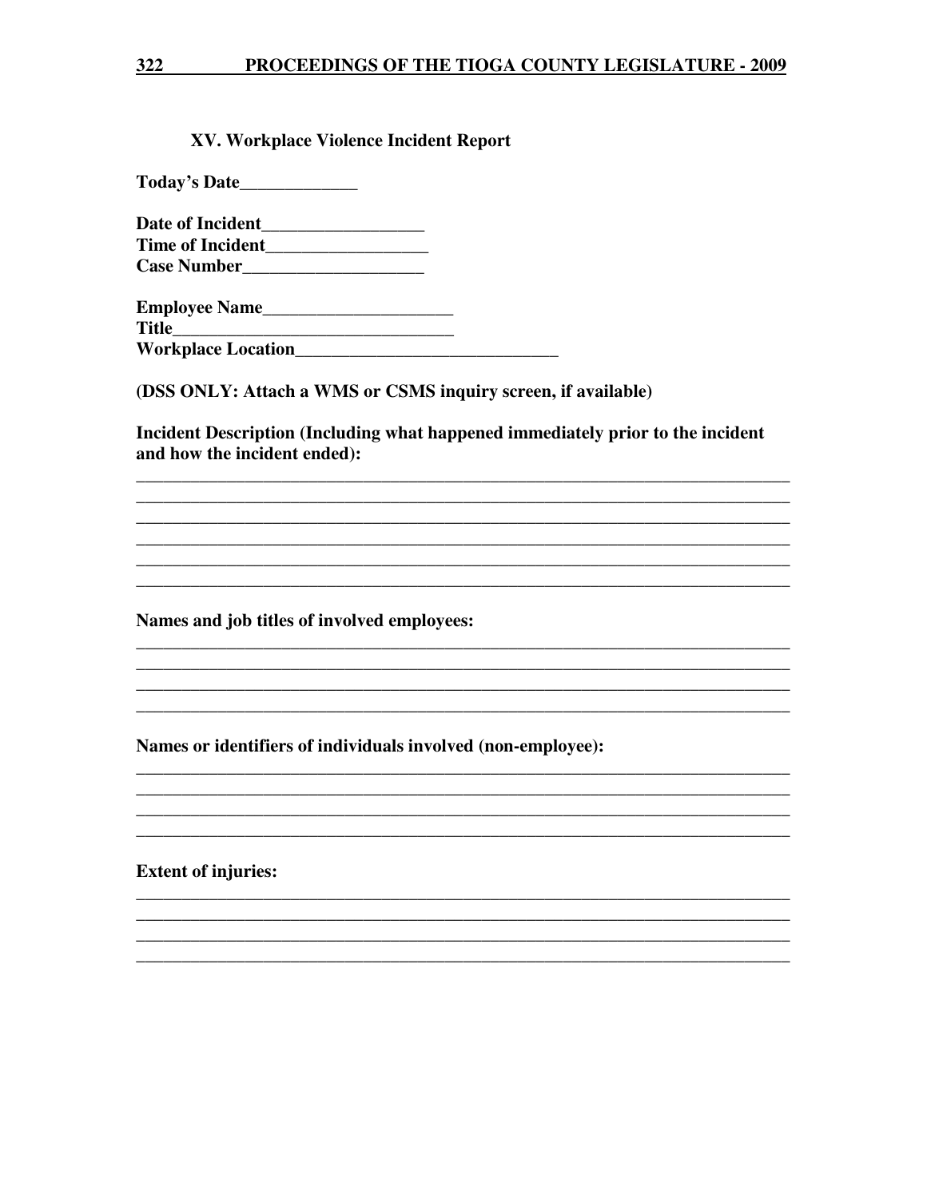### XV. Workplace Violence Incident Report

**Today's Date_____________**

**Date of Incident__________________**
**Time of Incident__________________**
**Case Number____________________**

**Employee Name_____________________**
**Title_______________________________**
**Workplace Location_____________________________**

**(DSS ONLY: Attach a WMS or CSMS inquiry screen, if available)**

**Incident Description (Including what happened immediately prior to the incident and how the incident ended):**

___________________________________________________________________________
___________________________________________________________________________
___________________________________________________________________________
___________________________________________________________________________
___________________________________________________________________________
___________________________________________________________________________

**Names and job titles of involved employees:**

___________________________________________________________________________
___________________________________________________________________________
___________________________________________________________________________
___________________________________________________________________________

**Names or identifiers of individuals involved (non-employee):**

___________________________________________________________________________
___________________________________________________________________________
___________________________________________________________________________
___________________________________________________________________________

**Extent of injuries:**

___________________________________________________________________________
___________________________________________________________________________
___________________________________________________________________________
___________________________________________________________________________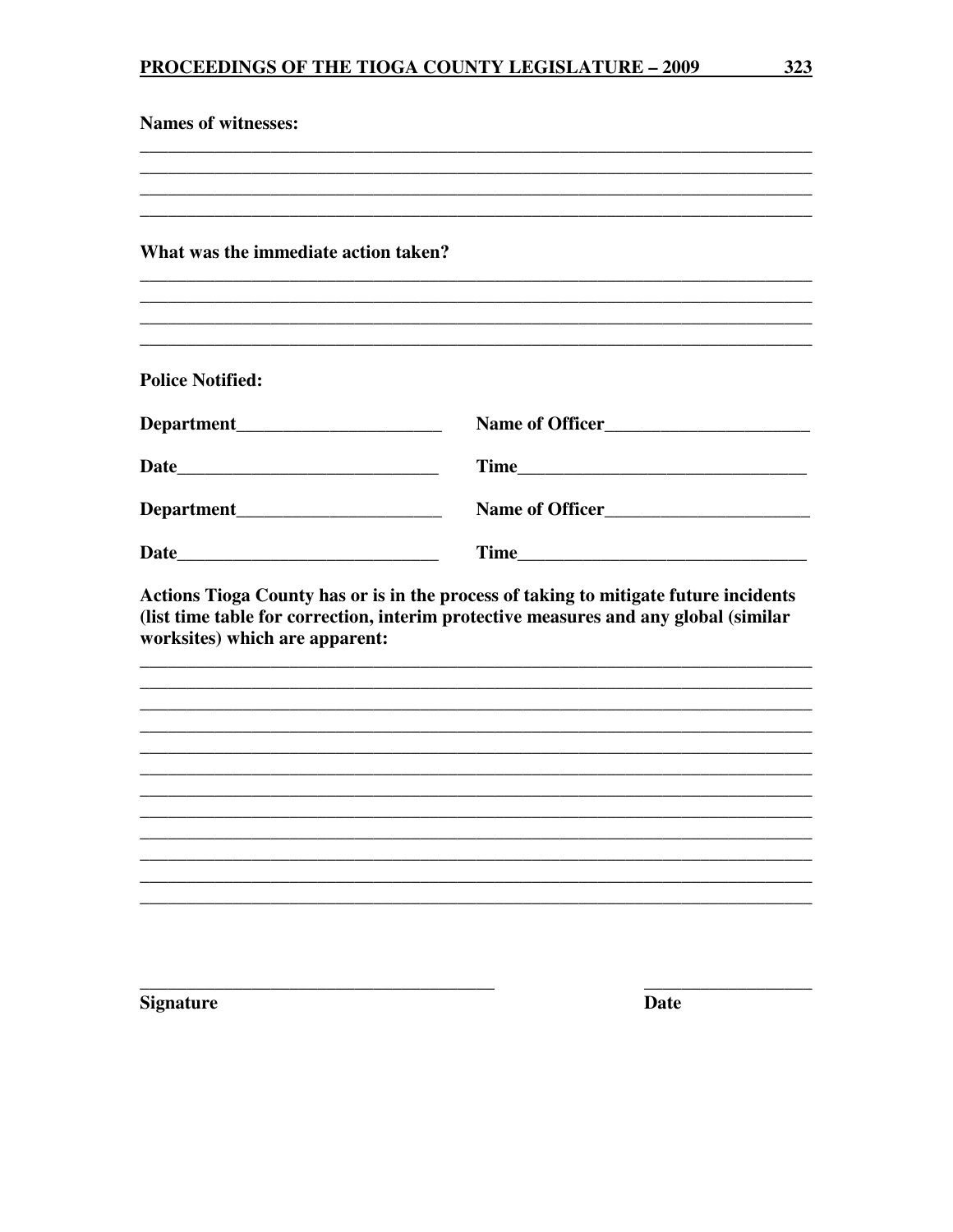**Names of witnesses:**

________________________________________________________________________
________________________________________________________________________
________________________________________________________________________
________________________________________________________________________

**What was the immediate action taken?**

________________________________________________________________________
________________________________________________________________________
________________________________________________________________________
________________________________________________________________________

**Police Notified:**

**Department**______________________ **Name of Officer**______________________

**Date**____________________________ **Time**______________________________

**Department**______________________ **Name of Officer**______________________

**Date**____________________________ **Time**______________________________

**Actions Tioga County has or is in the process of taking to mitigate future incidents (list time table for correction, interim protective measures and any global (similar worksites) which are apparent:**

________________________________________________________________________
________________________________________________________________________
________________________________________________________________________
________________________________________________________________________
________________________________________________________________________
________________________________________________________________________
________________________________________________________________________
________________________________________________________________________
________________________________________________________________________
________________________________________________________________________
________________________________________________________________________
________________________________________________________________________

______________________________________ __________________

**Signature** **Date**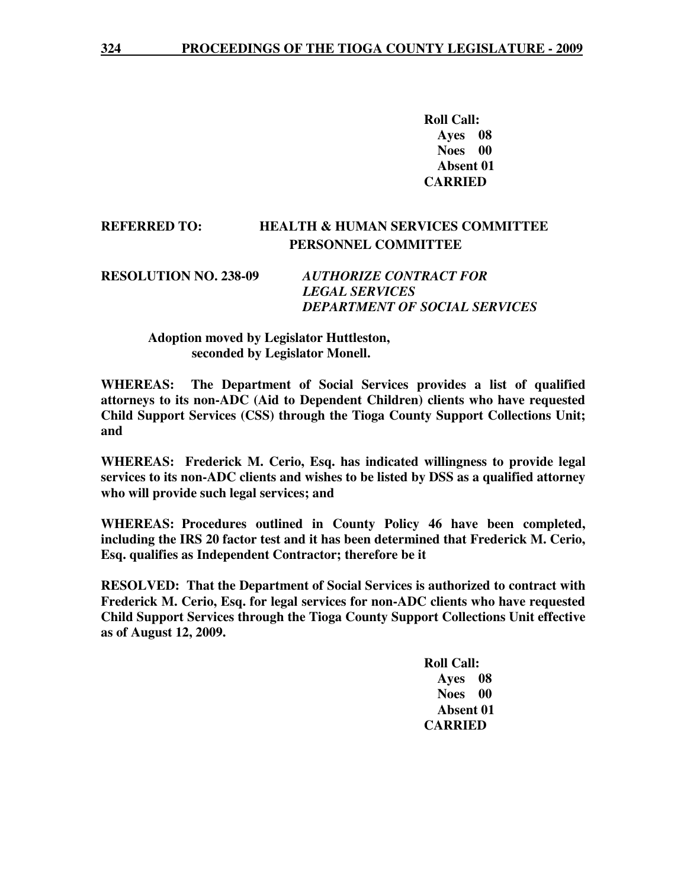**Roll Call:**
**Ayes 08**
**Noes 00**
**Absent 01**
**CARRIED**

**REFERRED TO: HEALTH & HUMAN SERVICES COMMITTEE**
**PERSONNEL COMMITTEE**

**RESOLUTION NO. 238-09** ***AUTHORIZE CONTRACT FOR LEGAL SERVICES DEPARTMENT OF SOCIAL SERVICES***

**Adoption moved by Legislator Huttleston, seconded by Legislator Monell.**

**WHEREAS: The Department of Social Services provides a list of qualified attorneys to its non-ADC (Aid to Dependent Children) clients who have requested Child Support Services (CSS) through the Tioga County Support Collections Unit; and**

**WHEREAS: Frederick M. Cerio, Esq. has indicated willingness to provide legal services to its non-ADC clients and wishes to be listed by DSS as a qualified attorney who will provide such legal services; and**

**WHEREAS: Procedures outlined in County Policy 46 have been completed, including the IRS 20 factor test and it has been determined that Frederick M. Cerio, Esq. qualifies as Independent Contractor; therefore be it**

**RESOLVED: That the Department of Social Services is authorized to contract with Frederick M. Cerio, Esq. for legal services for non-ADC clients who have requested Child Support Services through the Tioga County Support Collections Unit effective as of August 12, 2009.**

**Roll Call:**
**Ayes 08**
**Noes 00**
**Absent 01**
**CARRIED**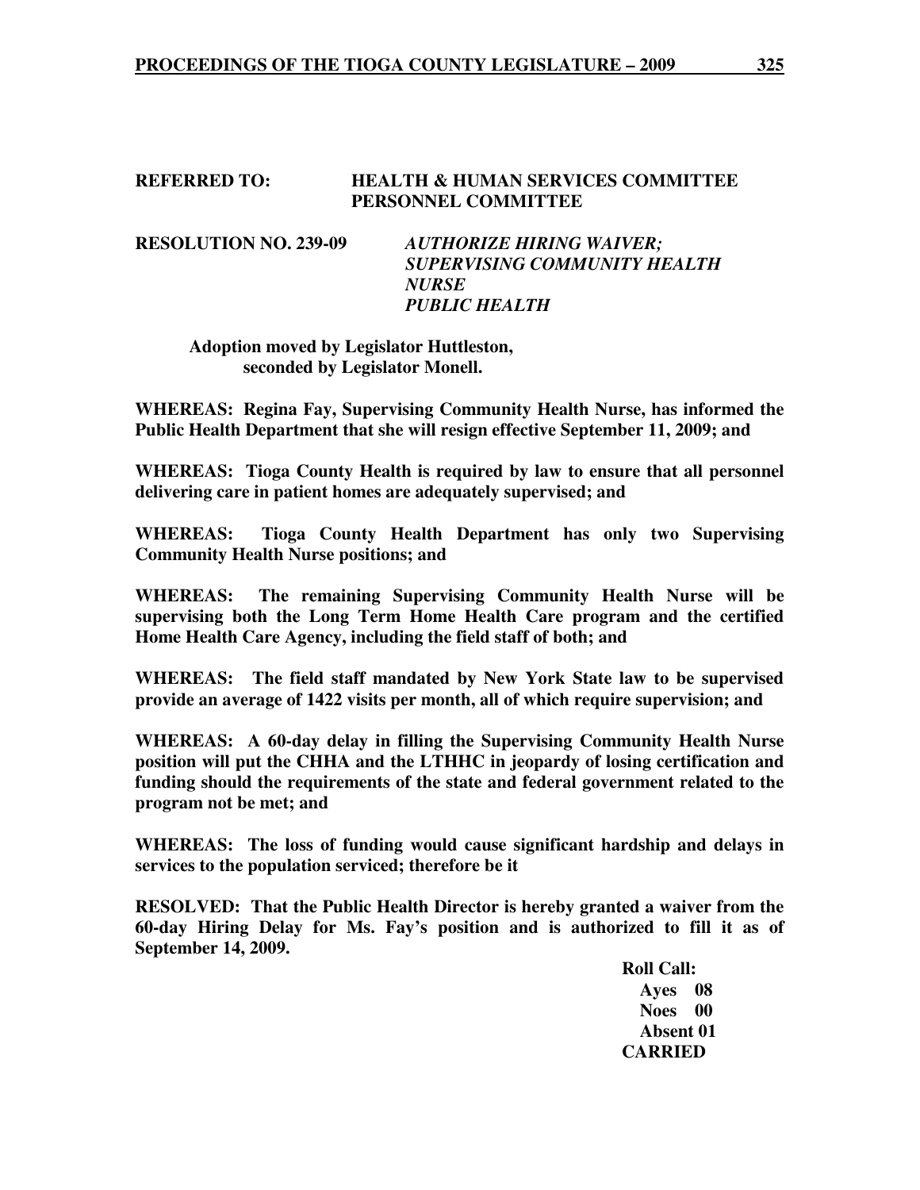**REFERRED TO: HEALTH & HUMAN SERVICES COMMITTEE**
**PERSONNEL COMMITTEE**

**RESOLUTION NO. 239-09** ***AUTHORIZE HIRING WAIVER; SUPERVISING COMMUNITY HEALTH NURSE PUBLIC HEALTH***

**Adoption moved by Legislator Huttleston, seconded by Legislator Monell.**

**WHEREAS: Regina Fay, Supervising Community Health Nurse, has informed the Public Health Department that she will resign effective September 11, 2009; and**

**WHEREAS: Tioga County Health is required by law to ensure that all personnel delivering care in patient homes are adequately supervised; and**

**WHEREAS: Tioga County Health Department has only two Supervising Community Health Nurse positions; and**

**WHEREAS: The remaining Supervising Community Health Nurse will be supervising both the Long Term Home Health Care program and the certified Home Health Care Agency, including the field staff of both; and**

**WHEREAS: The field staff mandated by New York State law to be supervised provide an average of 1422 visits per month, all of which require supervision; and**

**WHEREAS: A 60-day delay in filling the Supervising Community Health Nurse position will put the CHHA and the LTHHC in jeopardy of losing certification and funding should the requirements of the state and federal government related to the program not be met; and**

**WHEREAS: The loss of funding would cause significant hardship and delays in services to the population serviced; therefore be it**

**RESOLVED: That the Public Health Director is hereby granted a waiver from the 60-day Hiring Delay for Ms. Fay's position and is authorized to fill it as of September 14, 2009.**

**Roll Call:**
**Ayes 08**
**Noes 00**
**Absent 01**
**CARRIED**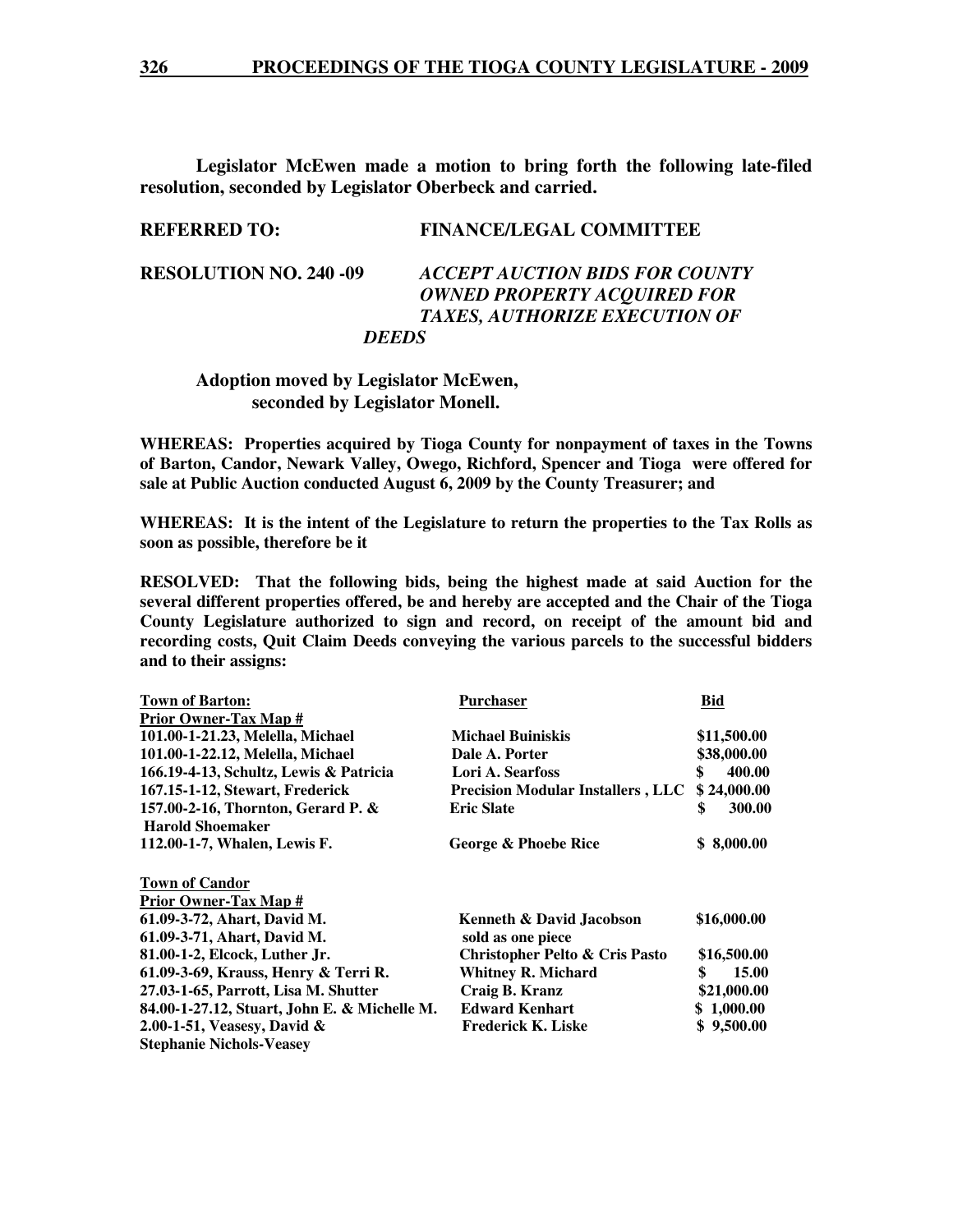**Legislator McEwen made a motion to bring forth the following late-filed resolution, seconded by Legislator Oberbeck and carried.**

**REFERRED TO: FINANCE/LEGAL COMMITTEE**

**RESOLUTION NO. 240 -09** ***ACCEPT AUCTION BIDS FOR COUNTY OWNED PROPERTY ACQUIRED FOR TAXES, AUTHORIZE EXECUTION OF DEEDS***

**Adoption moved by Legislator McEwen, seconded by Legislator Monell.**

**WHEREAS: Properties acquired by Tioga County for nonpayment of taxes in the Towns of Barton, Candor, Newark Valley, Owego, Richford, Spencer and Tioga were offered for sale at Public Auction conducted August 6, 2009 by the County Treasurer; and**

**WHEREAS: It is the intent of the Legislature to return the properties to the Tax Rolls as soon as possible, therefore be it**

**RESOLVED: That the following bids, being the highest made at said Auction for the several different properties offered, be and hereby are accepted and the Chair of the Tioga County Legislature authorized to sign and record, on receipt of the amount bid and recording costs, Quit Claim Deeds conveying the various parcels to the successful bidders and to their assigns:**

| Town of Barton: Prior Owner-Tax Map # | Purchaser | Bid |
|---|---|---|
| 101.00-1-21.23, Melella, Michael | Michael Buiniskis | $11,500.00 |
| 101.00-1-22.12, Melella, Michael | Dale A. Porter | $38,000.00 |
| 166.19-4-13, Schultz, Lewis & Patricia | Lori A. Searfoss | $ 400.00 |
| 167.15-1-12, Stewart, Frederick | Precision Modular Installers , LLC | $ 24,000.00 |
| 157.00-2-16, Thornton, Gerard P. & Harold Shoemaker | Eric Slate | $ 300.00 |
| 112.00-1-7, Whalen, Lewis F. | George & Phoebe Rice | $ 8,000.00 |

| Town of Candor Prior Owner-Tax Map # | Purchaser | Bid |
|---|---|---|
| 61.09-3-72, Ahart, David M. | Kenneth & David Jacobson | $16,000.00 |
| 61.09-3-71, Ahart, David M. | sold as one piece | |
| 81.00-1-2, Elcock, Luther Jr. | Christopher Pelto & Cris Pasto | $16,500.00 |
| 61.09-3-69, Krauss, Henry & Terri R. | Whitney R. Michard | $ 15.00 |
| 27.03-1-65, Parrott, Lisa M. Shutter | Craig B. Kranz | $21,000.00 |
| 84.00-1-27.12, Stuart, John E. & Michelle M. | Edward Kenhart | $ 1,000.00 |
| 2.00-1-51, Veasesy, David & Stephanie Nichols-Veasey | Frederick K. Liske | $ 9,500.00 |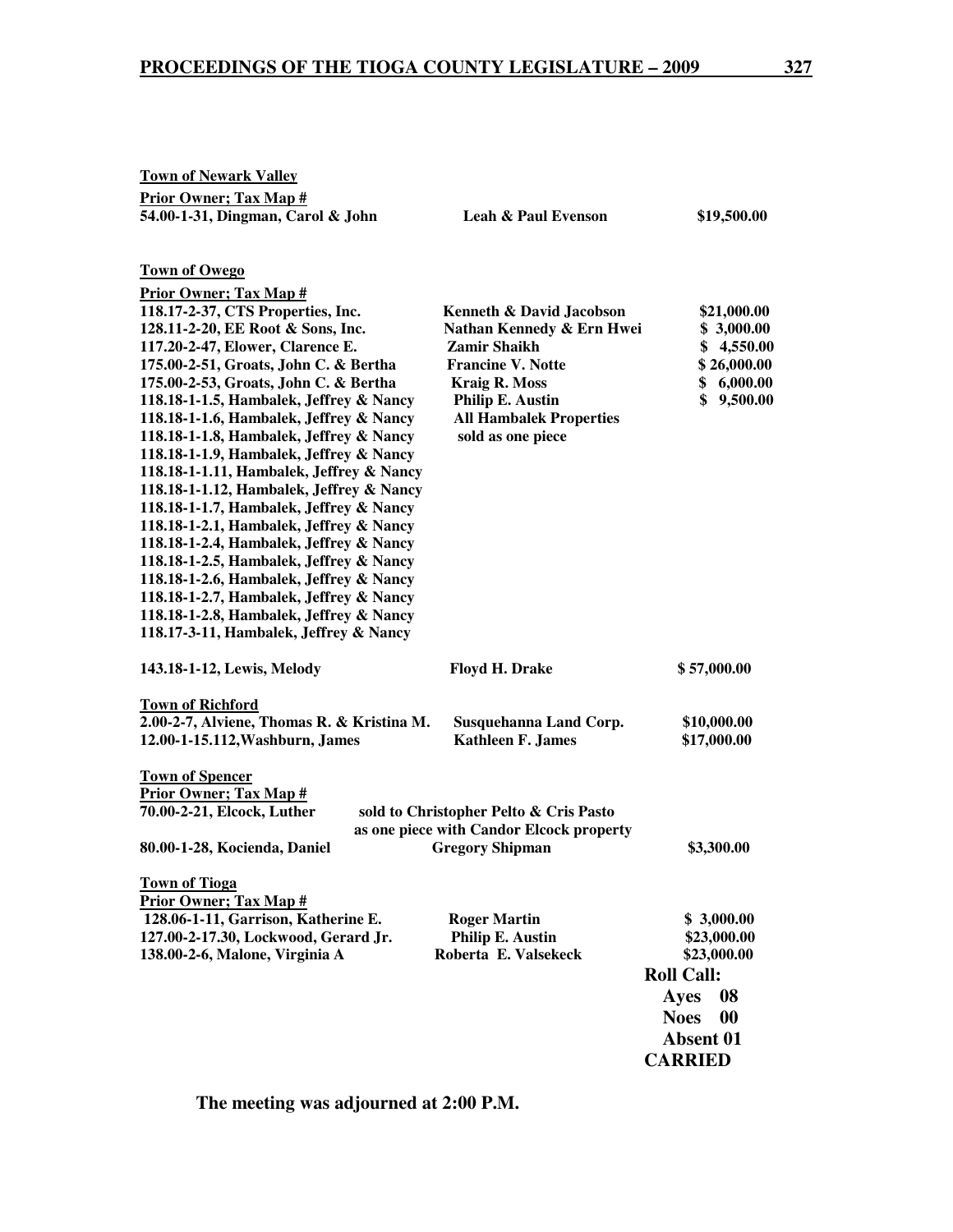**Town of Newark Valley**

| Prior Owner; Tax Map # | | |
|---|---|---|
| **54.00-1-31, Dingman, Carol & John** | **Leah & Paul Evenson** | **$19,500.00** |

**Town of Owego**

| Prior Owner; Tax Map # | | |
|---|---|---|
| **118.17-2-37, CTS Properties, Inc.** | **Kenneth & David Jacobson** | **$21,000.00** |
| **128.11-2-20, EE Root & Sons, Inc.** | **Nathan Kennedy & Ern Hwei** | **$ 3,000.00** |
| **117.20-2-47, Elower, Clarence E.** | **Zamir Shaikh** | **$ 4,550.00** |
| **175.00-2-51, Groats, John C. & Bertha** | **Francine V. Notte** | **$ 26,000.00** |
| **175.00-2-53, Groats, John C. & Bertha** | **Kraig R. Moss** | **$ 6,000.00** |
| **118.18-1-1.5, Hambalek, Jeffrey & Nancy** | **Philip E. Austin** | **$ 9,500.00** |
| **118.18-1-1.6, Hambalek, Jeffrey & Nancy** | **All Hambalek Properties** | |
| **118.18-1-1.8, Hambalek, Jeffrey & Nancy** | **sold as one piece** | |
| **118.18-1-1.9, Hambalek, Jeffrey & Nancy** | | |
| **118.18-1-1.11, Hambalek, Jeffrey & Nancy** | | |
| **118.18-1-1.12, Hambalek, Jeffrey & Nancy** | | |
| **118.18-1-1.7, Hambalek, Jeffrey & Nancy** | | |
| **118.18-1-2.1, Hambalek, Jeffrey & Nancy** | | |
| **118.18-1-2.4, Hambalek, Jeffrey & Nancy** | | |
| **118.18-1-2.5, Hambalek, Jeffrey & Nancy** | | |
| **118.18-1-2.6, Hambalek, Jeffrey & Nancy** | | |
| **118.18-1-2.7, Hambalek, Jeffrey & Nancy** | | |
| **118.18-1-2.8, Hambalek, Jeffrey & Nancy** | | |
| **118.17-3-11, Hambalek, Jeffrey & Nancy** | | |
| **143.18-1-12, Lewis, Melody** | **Floyd H. Drake** | **$ 57,000.00** |

**Town of Richford**

| | | |
|---|---|---|
| **2.00-2-7, Alviene, Thomas R. & Kristina M.** | **Susquehanna Land Corp.** | **$10,000.00** |
| **12.00-1-15.112,Washburn, James** | **Kathleen F. James** | **$17,000.00** |

**Town of Spencer**

| Prior Owner; Tax Map # | | |
|---|---|---|
| **70.00-2-21, Elcock, Luther** | **sold to Christopher Pelto & Cris Pasto as one piece with Candor Elcock property** | |
| **80.00-1-28, Kocienda, Daniel** | **Gregory Shipman** | **$3,300.00** |

**Town of Tioga**

| Prior Owner; Tax Map # | | |
|---|---|---|
| **128.06-1-11, Garrison, Katherine E.** | **Roger Martin** | **$ 3,000.00** |
| **127.00-2-17.30, Lockwood, Gerard Jr.** | **Philip E. Austin** | **$23,000.00** |
| **138.00-2-6, Malone, Virginia A** | **Roberta E. Valsekeck** | **$23,000.00** |

**Roll Call:**
**Ayes 08**
**Noes 00**
**Absent 01**
**CARRIED**

**The meeting was adjourned at 2:00 P.M.**